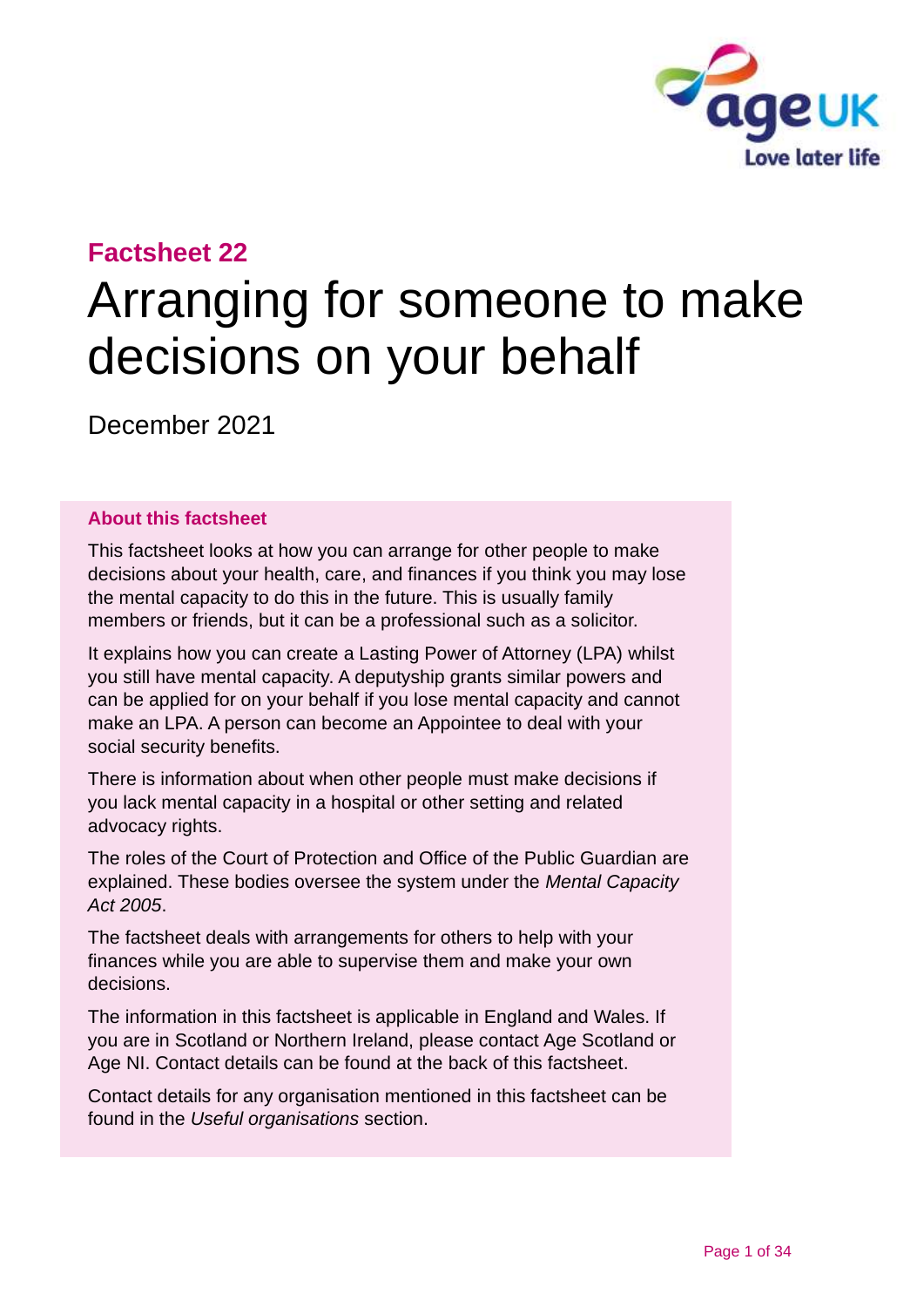**Factsheet 22**

# Arranging for someone to make decisions on your behalf

December 2021

**About this factsheet**

This factsheet looks at how you can arrange for other people to make decisions about your health, care, and finances if you think you may lose the mental capacity to do this in the future. This is usually family members or friends, but it can be a professional such as a solicitor.

It explains how you can create a Lasting Power of Attorney (LPA) whilst you still have mental capacity. A deputyship grants similar powers and can be applied for on your behalf if you lose mental capacity and cannot make an LPA. A person can become an Appointee to deal with your social security benefits.

There is information about when other people must make decisions if you lack mental capacity in a hospital or other setting and related advocacy rights.

The roles of the Court of Protection and Office of the Public Guardian are explained. These bodies oversee the system under the *Mental Capacity Act 2005*.

The factsheet deals with arrangements for others to help with your finances while you are able to supervise them and make your own decisions.

The information in this factsheet is applicable in England and Wales. If you are in Scotland or Northern Ireland, please contact Age Scotland or Age NI. Contact details can be found at the back of this factsheet.

Contact details for any organisation mentioned in this factsheet can be found in the *Useful organisations* section.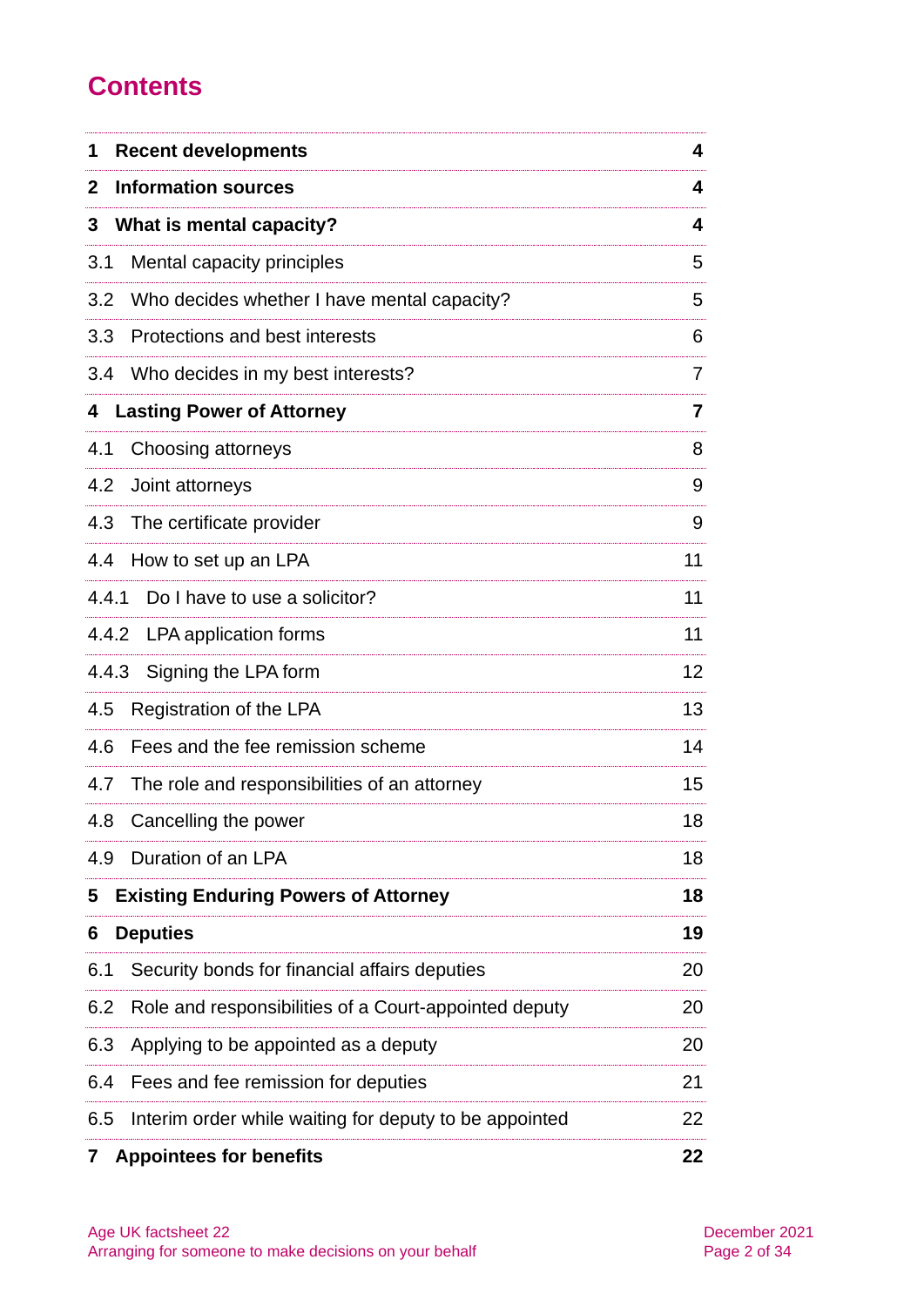## Contents

| | |
|---|---|
| **1 Recent developments** | **4** |
| **2 Information sources** | **4** |
| **3 What is mental capacity?** | **4** |
| 3.1 Mental capacity principles | 5 |
| 3.2 Who decides whether I have mental capacity? | 5 |
| 3.3 Protections and best interests | 6 |
| 3.4 Who decides in my best interests? | 7 |
| **4 Lasting Power of Attorney** | **7** |
| 4.1 Choosing attorneys | 8 |
| 4.2 Joint attorneys | 9 |
| 4.3 The certificate provider | 9 |
| 4.4 How to set up an LPA | 11 |
| 4.4.1 Do I have to use a solicitor? | 11 |
| 4.4.2 LPA application forms | 11 |
| 4.4.3 Signing the LPA form | 12 |
| 4.5 Registration of the LPA | 13 |
| 4.6 Fees and the fee remission scheme | 14 |
| 4.7 The role and responsibilities of an attorney | 15 |
| 4.8 Cancelling the power | 18 |
| 4.9 Duration of an LPA | 18 |
| **5 Existing Enduring Powers of Attorney** | **18** |
| **6 Deputies** | **19** |
| 6.1 Security bonds for financial affairs deputies | 20 |
| 6.2 Role and responsibilities of a Court-appointed deputy | 20 |
| 6.3 Applying to be appointed as a deputy | 20 |
| 6.4 Fees and fee remission for deputies | 21 |
| 6.5 Interim order while waiting for deputy to be appointed | 22 |
| **7 Appointees for benefits** | **22** |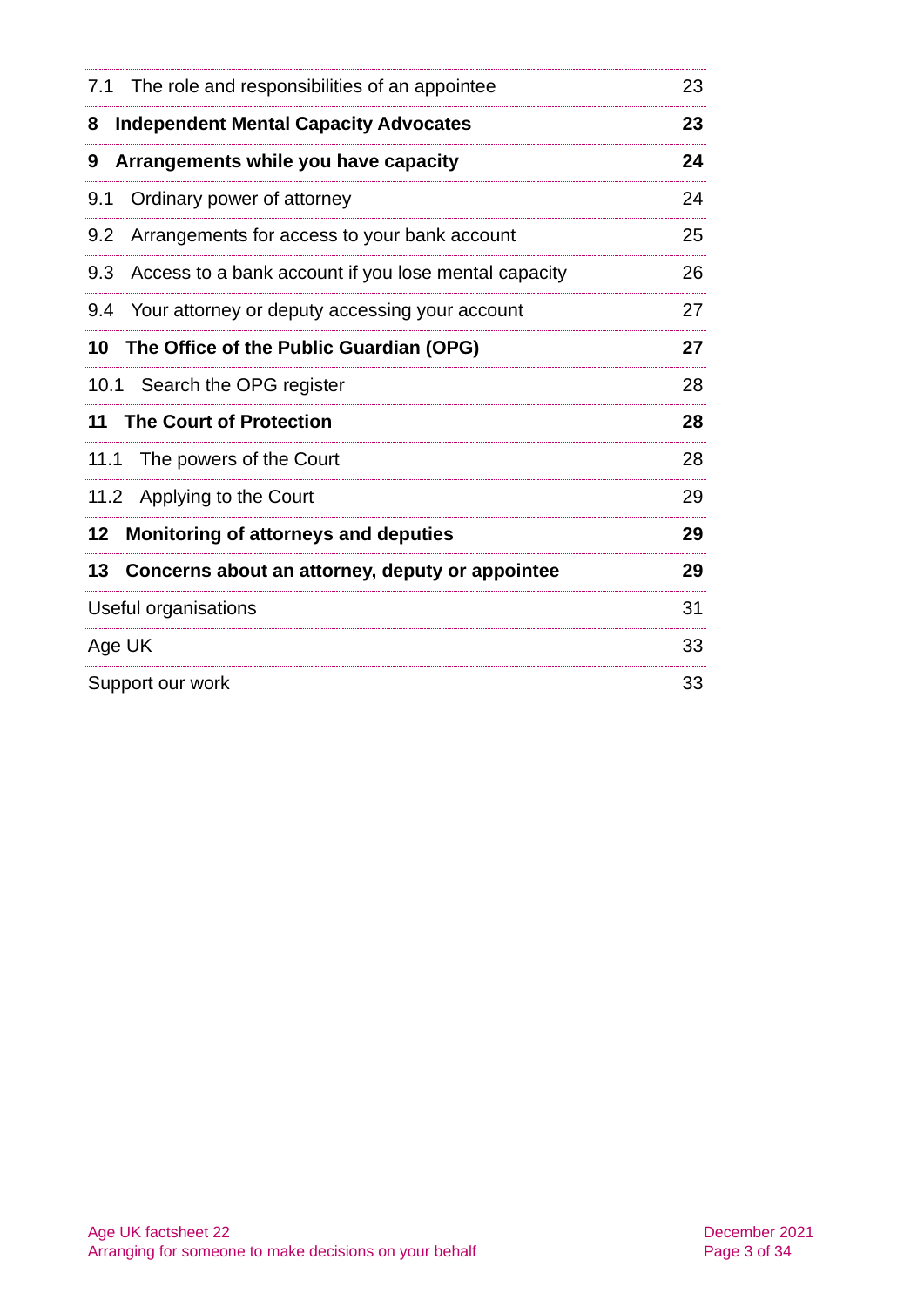| | |
|---|---|
| 7.1 The role and responsibilities of an appointee | 23 |
| **8 Independent Mental Capacity Advocates** | **23** |
| **9 Arrangements while you have capacity** | **24** |
| 9.1 Ordinary power of attorney | 24 |
| 9.2 Arrangements for access to your bank account | 25 |
| 9.3 Access to a bank account if you lose mental capacity | 26 |
| 9.4 Your attorney or deputy accessing your account | 27 |
| **10 The Office of the Public Guardian (OPG)** | **27** |
| 10.1 Search the OPG register | 28 |
| **11 The Court of Protection** | **28** |
| 11.1 The powers of the Court | 28 |
| 11.2 Applying to the Court | 29 |
| **12 Monitoring of attorneys and deputies** | **29** |
| **13 Concerns about an attorney, deputy or appointee** | **29** |
| Useful organisations | 31 |
| Age UK | 33 |
| Support our work | 33 |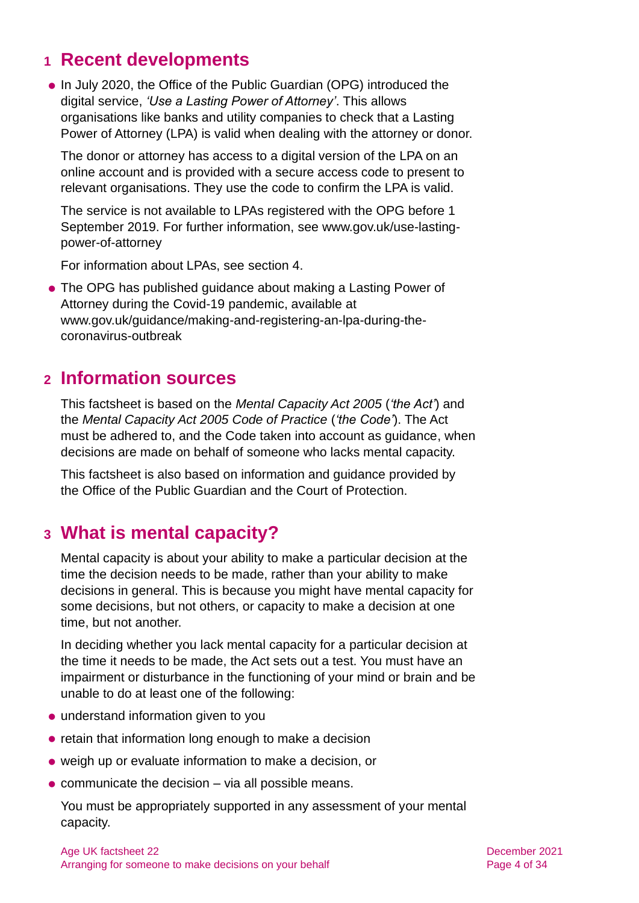## 1 Recent developments

- In July 2020, the Office of the Public Guardian (OPG) introduced the digital service, *'Use a Lasting Power of Attorney'*. This allows organisations like banks and utility companies to check that a Lasting Power of Attorney (LPA) is valid when dealing with the attorney or donor.

  The donor or attorney has access to a digital version of the LPA on an online account and is provided with a secure access code to present to relevant organisations. They use the code to confirm the LPA is valid.

  The service is not available to LPAs registered with the OPG before 1 September 2019. For further information, see www.gov.uk/use-lasting-power-of-attorney

  For information about LPAs, see section 4.

- The OPG has published guidance about making a Lasting Power of Attorney during the Covid-19 pandemic, available at www.gov.uk/guidance/making-and-registering-an-lpa-during-the-coronavirus-outbreak

## 2 Information sources

This factsheet is based on the *Mental Capacity Act 2005* (*'the Act'*) and the *Mental Capacity Act 2005 Code of Practice* (*'the Code'*). The Act must be adhered to, and the Code taken into account as guidance, when decisions are made on behalf of someone who lacks mental capacity.

This factsheet is also based on information and guidance provided by the Office of the Public Guardian and the Court of Protection.

## 3 What is mental capacity?

Mental capacity is about your ability to make a particular decision at the time the decision needs to be made, rather than your ability to make decisions in general. This is because you might have mental capacity for some decisions, but not others, or capacity to make a decision at one time, but not another.

In deciding whether you lack mental capacity for a particular decision at the time it needs to be made, the Act sets out a test. You must have an impairment or disturbance in the functioning of your mind or brain and be unable to do at least one of the following:

- understand information given to you
- retain that information long enough to make a decision
- weigh up or evaluate information to make a decision, or
- communicate the decision – via all possible means.

You must be appropriately supported in any assessment of your mental capacity.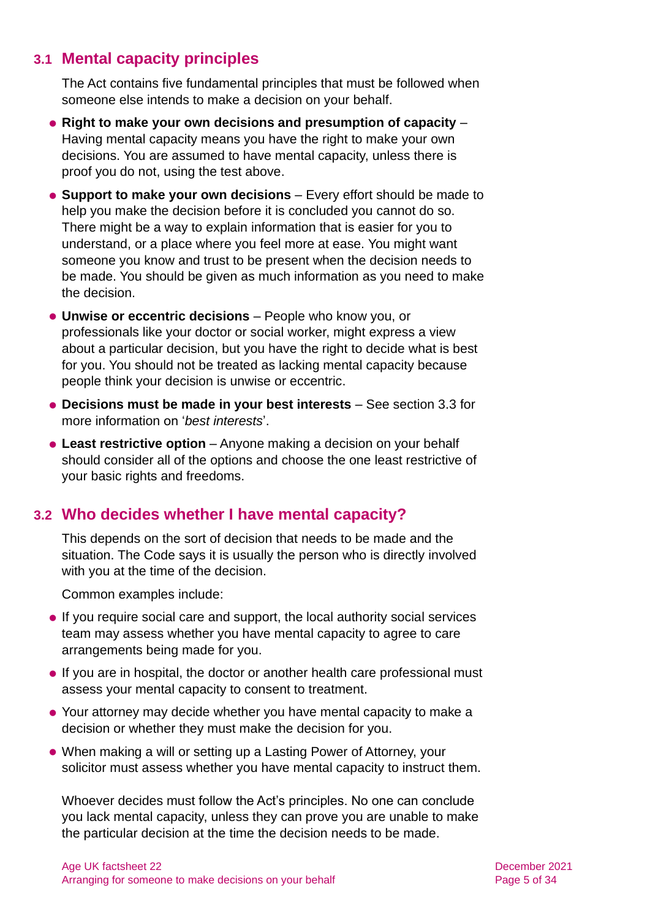## 3.1 Mental capacity principles

The Act contains five fundamental principles that must be followed when someone else intends to make a decision on your behalf.

- **Right to make your own decisions and presumption of capacity** – Having mental capacity means you have the right to make your own decisions. You are assumed to have mental capacity, unless there is proof you do not, using the test above.
- **Support to make your own decisions** – Every effort should be made to help you make the decision before it is concluded you cannot do so. There might be a way to explain information that is easier for you to understand, or a place where you feel more at ease. You might want someone you know and trust to be present when the decision needs to be made. You should be given as much information as you need to make the decision.
- **Unwise or eccentric decisions** – People who know you, or professionals like your doctor or social worker, might express a view about a particular decision, but you have the right to decide what is best for you. You should not be treated as lacking mental capacity because people think your decision is unwise or eccentric.
- **Decisions must be made in your best interests** – See section 3.3 for more information on '*best interests*'.
- **Least restrictive option** – Anyone making a decision on your behalf should consider all of the options and choose the one least restrictive of your basic rights and freedoms.

## 3.2 Who decides whether I have mental capacity?

This depends on the sort of decision that needs to be made and the situation. The Code says it is usually the person who is directly involved with you at the time of the decision.

Common examples include:

- If you require social care and support, the local authority social services team may assess whether you have mental capacity to agree to care arrangements being made for you.
- If you are in hospital, the doctor or another health care professional must assess your mental capacity to consent to treatment.
- Your attorney may decide whether you have mental capacity to make a decision or whether they must make the decision for you.
- When making a will or setting up a Lasting Power of Attorney, your solicitor must assess whether you have mental capacity to instruct them.

Whoever decides must follow the Act's principles. No one can conclude you lack mental capacity, unless they can prove you are unable to make the particular decision at the time the decision needs to be made.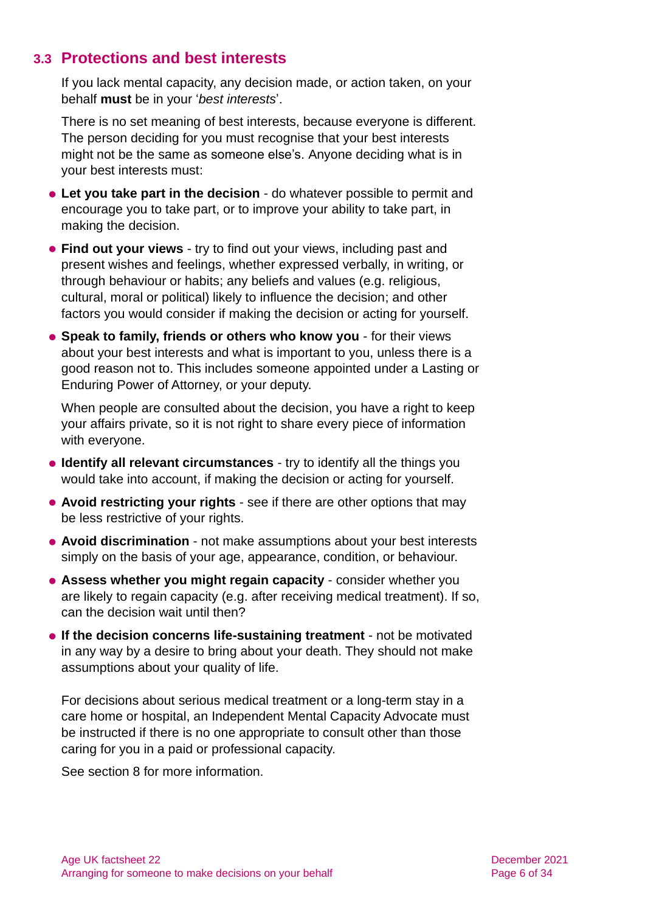## 3.3 Protections and best interests

If you lack mental capacity, any decision made, or action taken, on your behalf **must** be in your '*best interests*'.

There is no set meaning of best interests, because everyone is different. The person deciding for you must recognise that your best interests might not be the same as someone else's. Anyone deciding what is in your best interests must:

- **Let you take part in the decision** - do whatever possible to permit and encourage you to take part, or to improve your ability to take part, in making the decision.
- **Find out your views** - try to find out your views, including past and present wishes and feelings, whether expressed verbally, in writing, or through behaviour or habits; any beliefs and values (e.g. religious, cultural, moral or political) likely to influence the decision; and other factors you would consider if making the decision or acting for yourself.
- **Speak to family, friends or others who know you** - for their views about your best interests and what is important to you, unless there is a good reason not to. This includes someone appointed under a Lasting or Enduring Power of Attorney, or your deputy.

  When people are consulted about the decision, you have a right to keep your affairs private, so it is not right to share every piece of information with everyone.

- **Identify all relevant circumstances** - try to identify all the things you would take into account, if making the decision or acting for yourself.
- **Avoid restricting your rights** - see if there are other options that may be less restrictive of your rights.
- **Avoid discrimination** - not make assumptions about your best interests simply on the basis of your age, appearance, condition, or behaviour.
- **Assess whether you might regain capacity** - consider whether you are likely to regain capacity (e.g. after receiving medical treatment). If so, can the decision wait until then?
- **If the decision concerns life-sustaining treatment** - not be motivated in any way by a desire to bring about your death. They should not make assumptions about your quality of life.

For decisions about serious medical treatment or a long-term stay in a care home or hospital, an Independent Mental Capacity Advocate must be instructed if there is no one appropriate to consult other than those caring for you in a paid or professional capacity.

See section 8 for more information.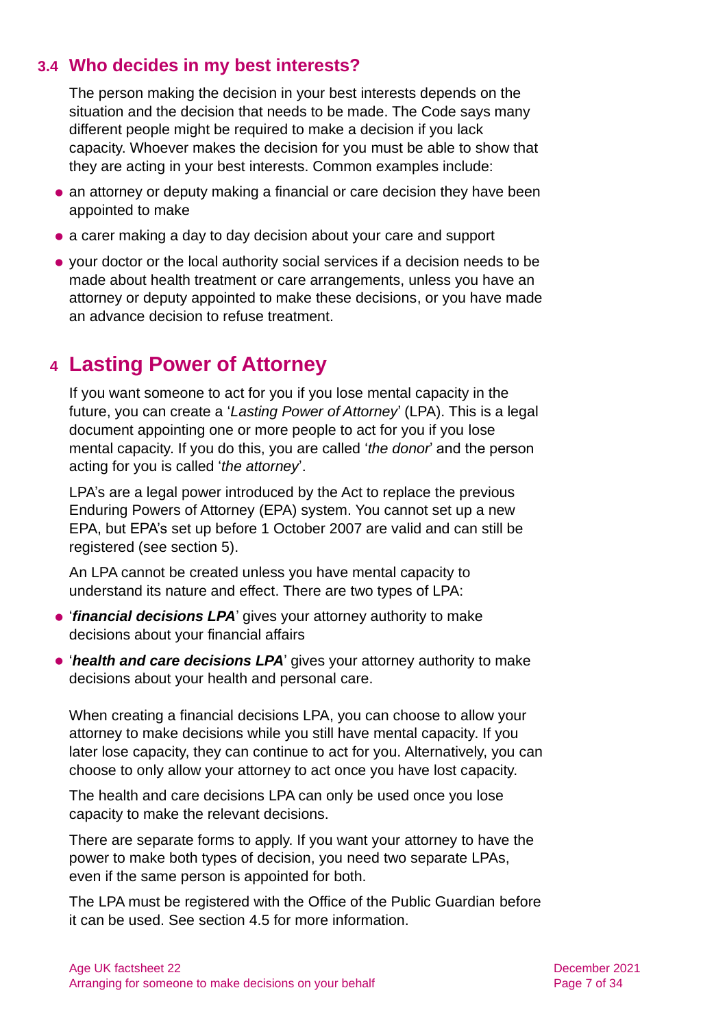### 3.4 Who decides in my best interests?

The person making the decision in your best interests depends on the situation and the decision that needs to be made. The Code says many different people might be required to make a decision if you lack capacity. Whoever makes the decision for you must be able to show that they are acting in your best interests. Common examples include:

- an attorney or deputy making a financial or care decision they have been appointed to make
- a carer making a day to day decision about your care and support
- your doctor or the local authority social services if a decision needs to be made about health treatment or care arrangements, unless you have an attorney or deputy appointed to make these decisions, or you have made an advance decision to refuse treatment.

## 4 Lasting Power of Attorney

If you want someone to act for you if you lose mental capacity in the future, you can create a '*Lasting Power of Attorney*' (LPA). This is a legal document appointing one or more people to act for you if you lose mental capacity. If you do this, you are called '*the donor*' and the person acting for you is called '*the attorney*'.

LPA's are a legal power introduced by the Act to replace the previous Enduring Powers of Attorney (EPA) system. You cannot set up a new EPA, but EPA's set up before 1 October 2007 are valid and can still be registered (see section 5).

An LPA cannot be created unless you have mental capacity to understand its nature and effect. There are two types of LPA:

- '***financial decisions LPA***' gives your attorney authority to make decisions about your financial affairs
- '***health and care decisions LPA***' gives your attorney authority to make decisions about your health and personal care.

When creating a financial decisions LPA, you can choose to allow your attorney to make decisions while you still have mental capacity. If you later lose capacity, they can continue to act for you. Alternatively, you can choose to only allow your attorney to act once you have lost capacity.

The health and care decisions LPA can only be used once you lose capacity to make the relevant decisions.

There are separate forms to apply. If you want your attorney to have the power to make both types of decision, you need two separate LPAs, even if the same person is appointed for both.

The LPA must be registered with the Office of the Public Guardian before it can be used. See section 4.5 for more information.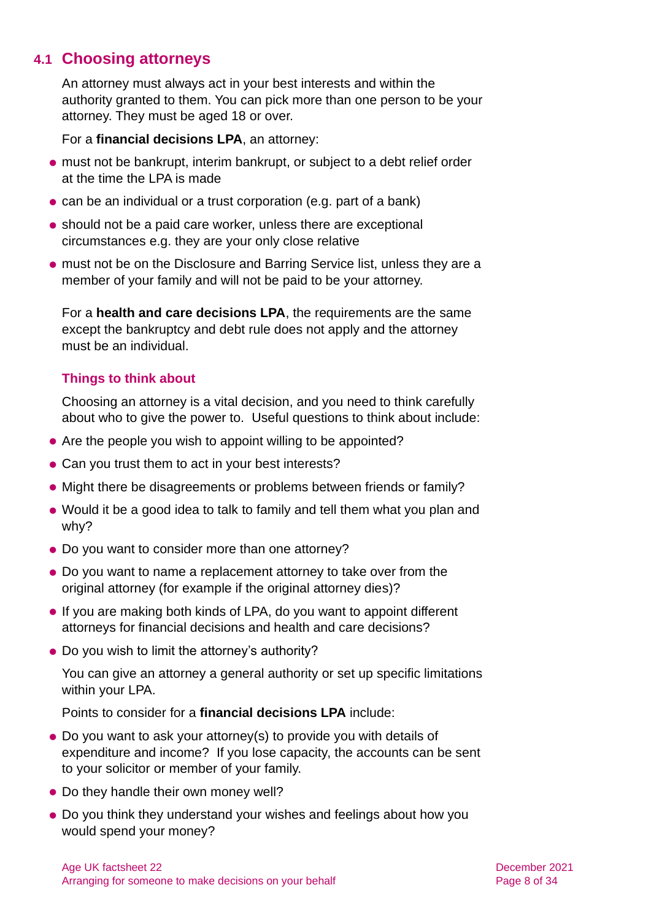## 4.1 Choosing attorneys

An attorney must always act in your best interests and within the authority granted to them. You can pick more than one person to be your attorney. They must be aged 18 or over.

For a **financial decisions LPA**, an attorney:

- must not be bankrupt, interim bankrupt, or subject to a debt relief order at the time the LPA is made
- can be an individual or a trust corporation (e.g. part of a bank)
- should not be a paid care worker, unless there are exceptional circumstances e.g. they are your only close relative
- must not be on the Disclosure and Barring Service list, unless they are a member of your family and will not be paid to be your attorney.

For a **health and care decisions LPA**, the requirements are the same except the bankruptcy and debt rule does not apply and the attorney must be an individual.

### Things to think about

Choosing an attorney is a vital decision, and you need to think carefully about who to give the power to. Useful questions to think about include:

- Are the people you wish to appoint willing to be appointed?
- Can you trust them to act in your best interests?
- Might there be disagreements or problems between friends or family?
- Would it be a good idea to talk to family and tell them what you plan and why?
- Do you want to consider more than one attorney?
- Do you want to name a replacement attorney to take over from the original attorney (for example if the original attorney dies)?
- If you are making both kinds of LPA, do you want to appoint different attorneys for financial decisions and health and care decisions?
- Do you wish to limit the attorney's authority?

  You can give an attorney a general authority or set up specific limitations within your LPA.

  Points to consider for a **financial decisions LPA** include:

- Do you want to ask your attorney(s) to provide you with details of expenditure and income? If you lose capacity, the accounts can be sent to your solicitor or member of your family.
- Do they handle their own money well?
- Do you think they understand your wishes and feelings about how you would spend your money?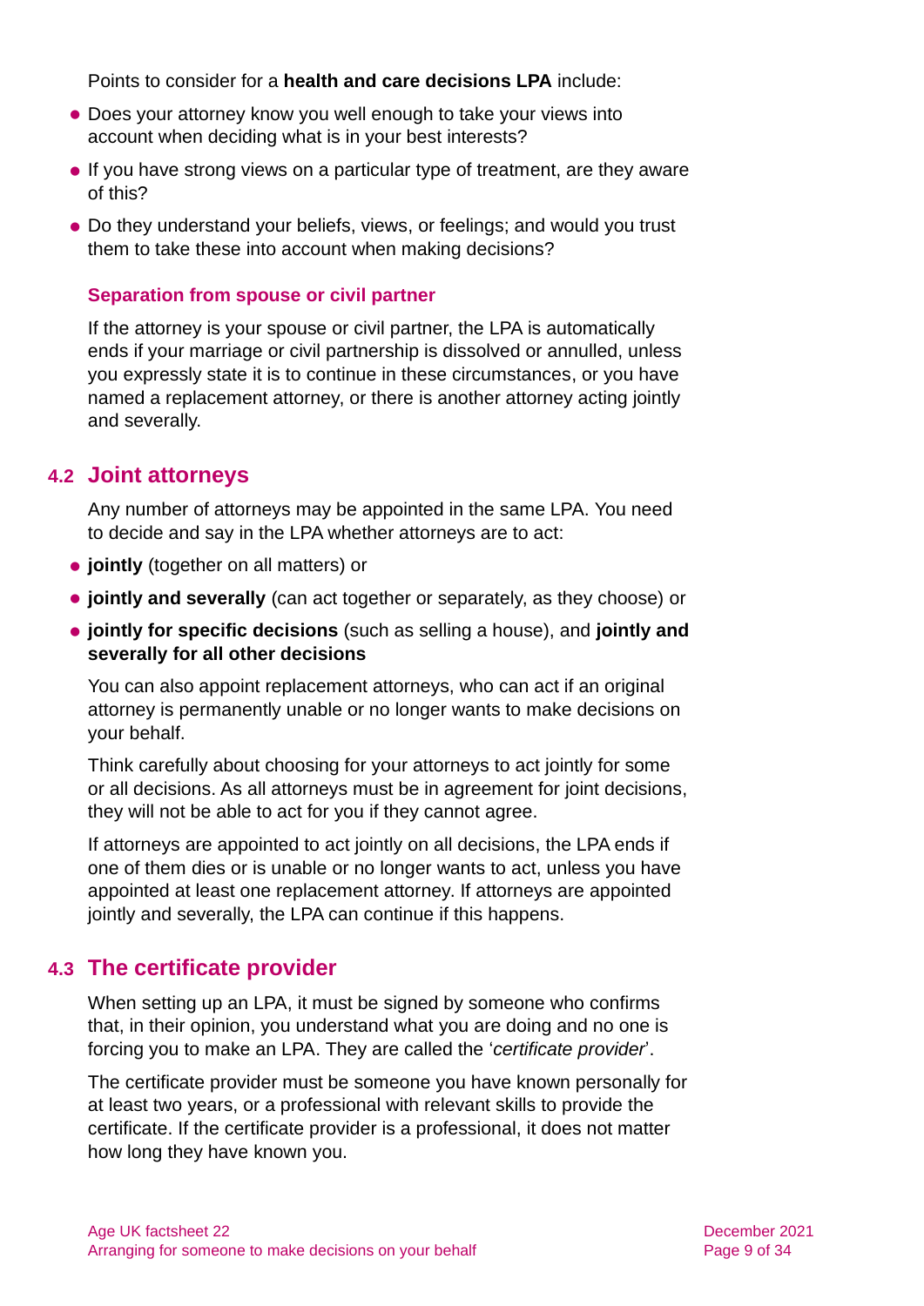Points to consider for a **health and care decisions LPA** include:

- Does your attorney know you well enough to take your views into account when deciding what is in your best interests?
- If you have strong views on a particular type of treatment, are they aware of this?
- Do they understand your beliefs, views, or feelings; and would you trust them to take these into account when making decisions?

#### Separation from spouse or civil partner

If the attorney is your spouse or civil partner, the LPA is automatically ends if your marriage or civil partnership is dissolved or annulled, unless you expressly state it is to continue in these circumstances, or you have named a replacement attorney, or there is another attorney acting jointly and severally.

## 4.2 Joint attorneys

Any number of attorneys may be appointed in the same LPA. You need to decide and say in the LPA whether attorneys are to act:

- **jointly** (together on all matters) or
- **jointly and severally** (can act together or separately, as they choose) or
- **jointly for specific decisions** (such as selling a house), and **jointly and severally for all other decisions**

You can also appoint replacement attorneys, who can act if an original attorney is permanently unable or no longer wants to make decisions on your behalf.

Think carefully about choosing for your attorneys to act jointly for some or all decisions. As all attorneys must be in agreement for joint decisions, they will not be able to act for you if they cannot agree.

If attorneys are appointed to act jointly on all decisions, the LPA ends if one of them dies or is unable or no longer wants to act, unless you have appointed at least one replacement attorney. If attorneys are appointed jointly and severally, the LPA can continue if this happens.

## 4.3 The certificate provider

When setting up an LPA, it must be signed by someone who confirms that, in their opinion, you understand what you are doing and no one is forcing you to make an LPA. They are called the '*certificate provider*'.

The certificate provider must be someone you have known personally for at least two years, or a professional with relevant skills to provide the certificate. If the certificate provider is a professional, it does not matter how long they have known you.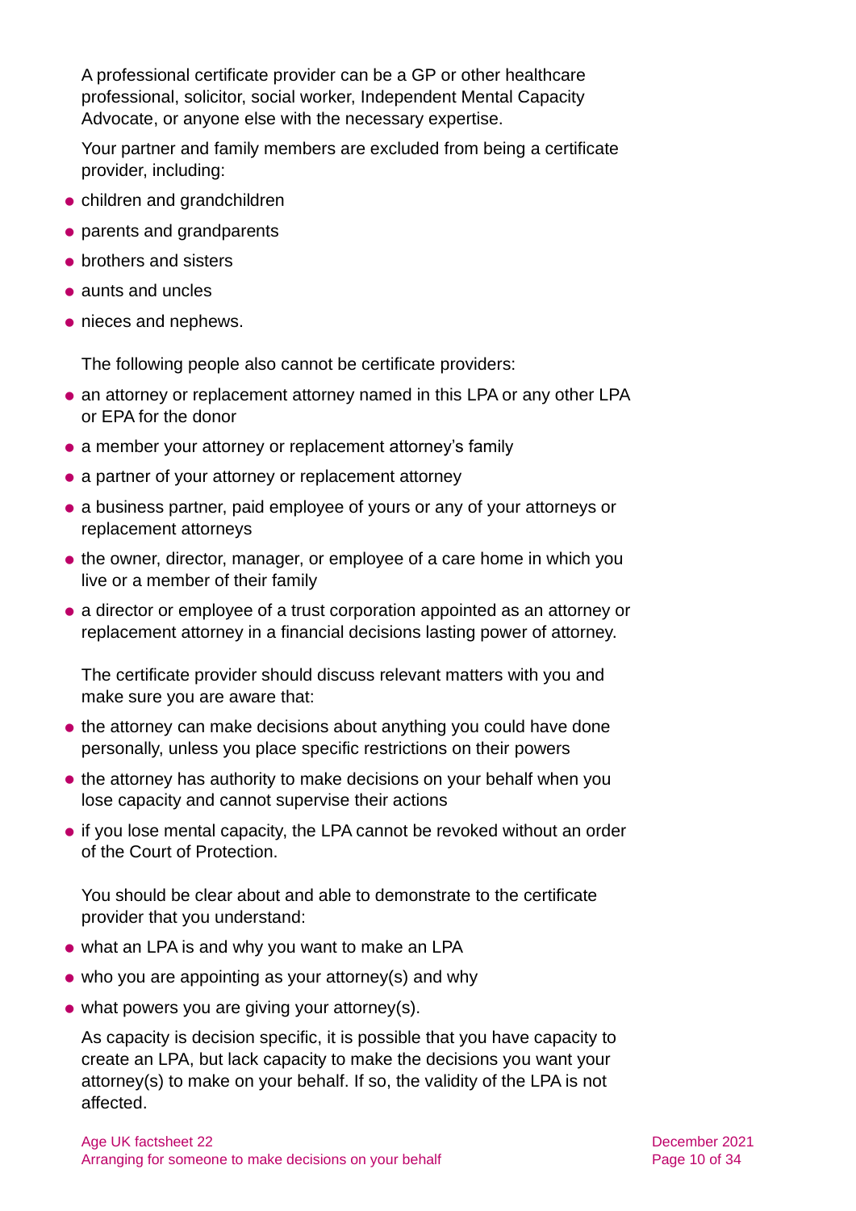A professional certificate provider can be a GP or other healthcare professional, solicitor, social worker, Independent Mental Capacity Advocate, or anyone else with the necessary expertise.

Your partner and family members are excluded from being a certificate provider, including:

- children and grandchildren
- parents and grandparents
- brothers and sisters
- aunts and uncles
- nieces and nephews.

The following people also cannot be certificate providers:

- an attorney or replacement attorney named in this LPA or any other LPA or EPA for the donor
- a member your attorney or replacement attorney's family
- a partner of your attorney or replacement attorney
- a business partner, paid employee of yours or any of your attorneys or replacement attorneys
- the owner, director, manager, or employee of a care home in which you live or a member of their family
- a director or employee of a trust corporation appointed as an attorney or replacement attorney in a financial decisions lasting power of attorney.

The certificate provider should discuss relevant matters with you and make sure you are aware that:

- the attorney can make decisions about anything you could have done personally, unless you place specific restrictions on their powers
- the attorney has authority to make decisions on your behalf when you lose capacity and cannot supervise their actions
- if you lose mental capacity, the LPA cannot be revoked without an order of the Court of Protection.

You should be clear about and able to demonstrate to the certificate provider that you understand:

- what an LPA is and why you want to make an LPA
- who you are appointing as your attorney(s) and why
- what powers you are giving your attorney(s).

As capacity is decision specific, it is possible that you have capacity to create an LPA, but lack capacity to make the decisions you want your attorney(s) to make on your behalf. If so, the validity of the LPA is not affected.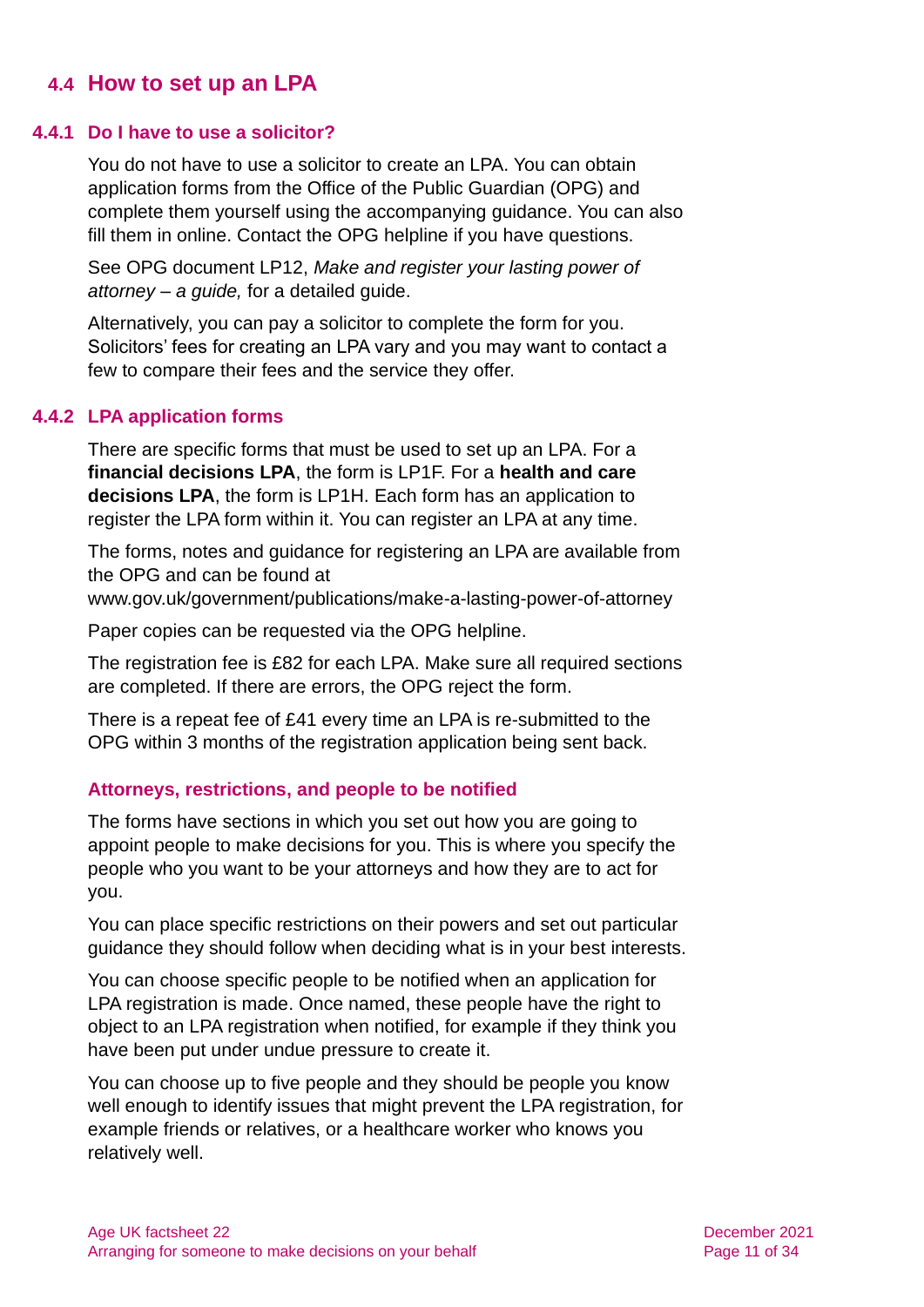## 4.4 How to set up an LPA

### 4.4.1 Do I have to use a solicitor?

You do not have to use a solicitor to create an LPA. You can obtain application forms from the Office of the Public Guardian (OPG) and complete them yourself using the accompanying guidance. You can also fill them in online. Contact the OPG helpline if you have questions.

See OPG document LP12, *Make and register your lasting power of attorney – a guide,* for a detailed guide.

Alternatively, you can pay a solicitor to complete the form for you. Solicitors' fees for creating an LPA vary and you may want to contact a few to compare their fees and the service they offer.

### 4.4.2 LPA application forms

There are specific forms that must be used to set up an LPA. For a **financial decisions LPA**, the form is LP1F. For a **health and care decisions LPA**, the form is LP1H. Each form has an application to register the LPA form within it. You can register an LPA at any time.

The forms, notes and guidance for registering an LPA are available from the OPG and can be found at www.gov.uk/government/publications/make-a-lasting-power-of-attorney

Paper copies can be requested via the OPG helpline.

The registration fee is £82 for each LPA. Make sure all required sections are completed. If there are errors, the OPG reject the form.

There is a repeat fee of £41 every time an LPA is re-submitted to the OPG within 3 months of the registration application being sent back.

#### Attorneys, restrictions, and people to be notified

The forms have sections in which you set out how you are going to appoint people to make decisions for you. This is where you specify the people who you want to be your attorneys and how they are to act for you.

You can place specific restrictions on their powers and set out particular guidance they should follow when deciding what is in your best interests.

You can choose specific people to be notified when an application for LPA registration is made. Once named, these people have the right to object to an LPA registration when notified, for example if they think you have been put under undue pressure to create it.

You can choose up to five people and they should be people you know well enough to identify issues that might prevent the LPA registration, for example friends or relatives, or a healthcare worker who knows you relatively well.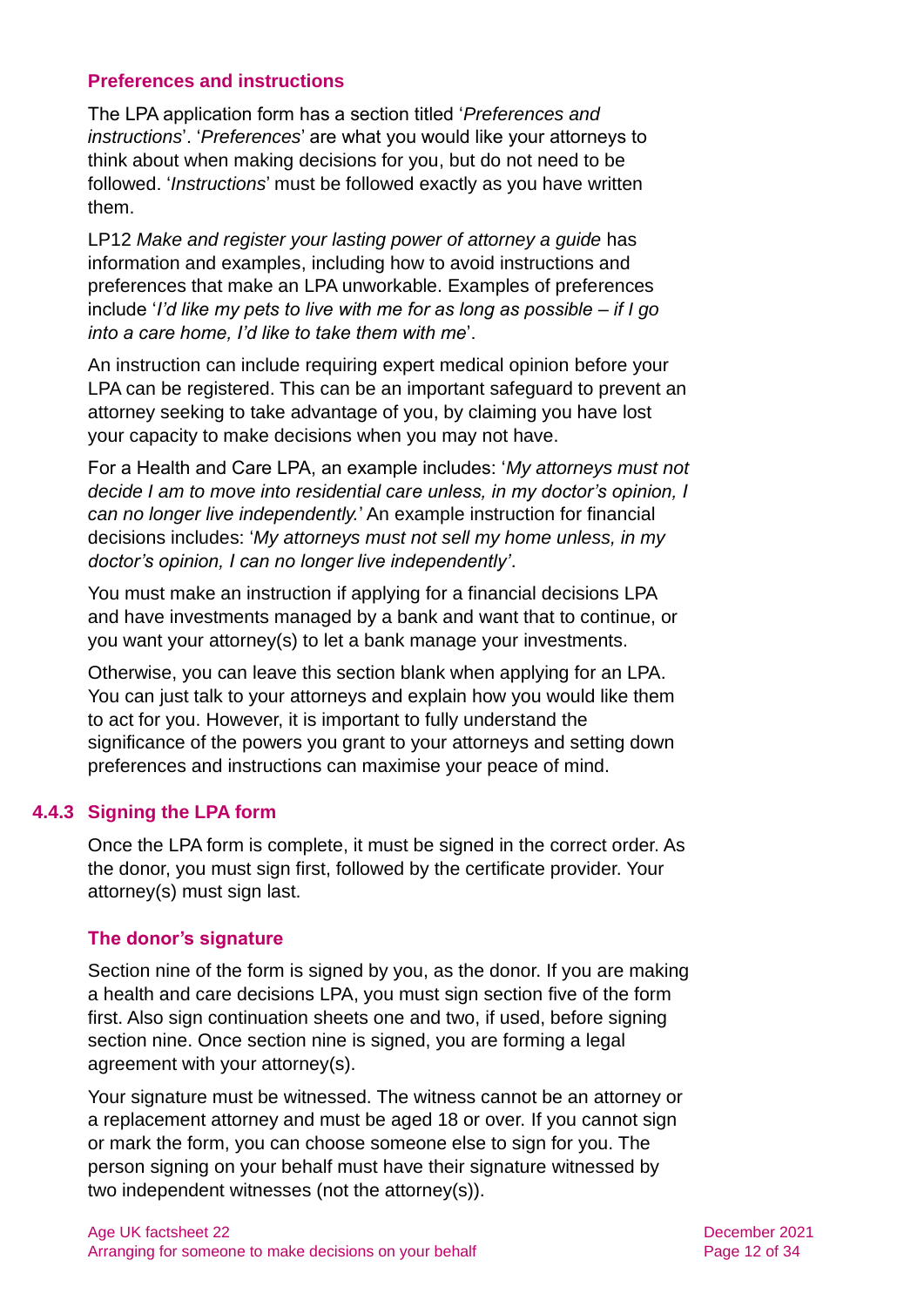### Preferences and instructions

The LPA application form has a section titled '*Preferences and instructions*'. '*Preferences*' are what you would like your attorneys to think about when making decisions for you, but do not need to be followed. '*Instructions*' must be followed exactly as you have written them.

LP12 *Make and register your lasting power of attorney a guide* has information and examples, including how to avoid instructions and preferences that make an LPA unworkable. Examples of preferences include '*I'd like my pets to live with me for as long as possible – if I go into a care home, I'd like to take them with me*'.

An instruction can include requiring expert medical opinion before your LPA can be registered. This can be an important safeguard to prevent an attorney seeking to take advantage of you, by claiming you have lost your capacity to make decisions when you may not have.

For a Health and Care LPA, an example includes: '*My attorneys must not decide I am to move into residential care unless, in my doctor's opinion, I can no longer live independently.*' An example instruction for financial decisions includes: '*My attorneys must not sell my home unless, in my doctor's opinion, I can no longer live independently'*.

You must make an instruction if applying for a financial decisions LPA and have investments managed by a bank and want that to continue, or you want your attorney(s) to let a bank manage your investments.

Otherwise, you can leave this section blank when applying for an LPA. You can just talk to your attorneys and explain how you would like them to act for you. However, it is important to fully understand the significance of the powers you grant to your attorneys and setting down preferences and instructions can maximise your peace of mind.

## 4.4.3 Signing the LPA form

Once the LPA form is complete, it must be signed in the correct order. As the donor, you must sign first, followed by the certificate provider. Your attorney(s) must sign last.

### The donor's signature

Section nine of the form is signed by you, as the donor. If you are making a health and care decisions LPA, you must sign section five of the form first. Also sign continuation sheets one and two, if used, before signing section nine. Once section nine is signed, you are forming a legal agreement with your attorney(s).

Your signature must be witnessed. The witness cannot be an attorney or a replacement attorney and must be aged 18 or over. If you cannot sign or mark the form, you can choose someone else to sign for you. The person signing on your behalf must have their signature witnessed by two independent witnesses (not the attorney(s)).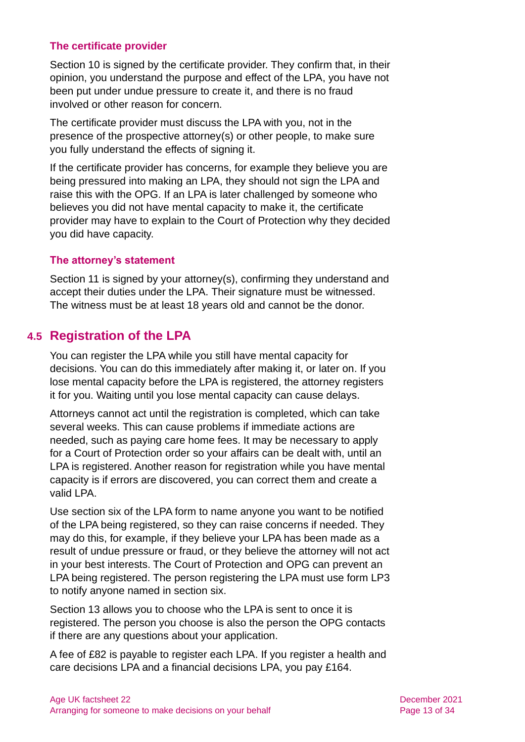### The certificate provider

Section 10 is signed by the certificate provider. They confirm that, in their opinion, you understand the purpose and effect of the LPA, you have not been put under undue pressure to create it, and there is no fraud involved or other reason for concern.

The certificate provider must discuss the LPA with you, not in the presence of the prospective attorney(s) or other people, to make sure you fully understand the effects of signing it.

If the certificate provider has concerns, for example they believe you are being pressured into making an LPA, they should not sign the LPA and raise this with the OPG. If an LPA is later challenged by someone who believes you did not have mental capacity to make it, the certificate provider may have to explain to the Court of Protection why they decided you did have capacity.

### The attorney's statement

Section 11 is signed by your attorney(s), confirming they understand and accept their duties under the LPA. Their signature must be witnessed. The witness must be at least 18 years old and cannot be the donor.

## 4.5 Registration of the LPA

You can register the LPA while you still have mental capacity for decisions. You can do this immediately after making it, or later on. If you lose mental capacity before the LPA is registered, the attorney registers it for you. Waiting until you lose mental capacity can cause delays.

Attorneys cannot act until the registration is completed, which can take several weeks. This can cause problems if immediate actions are needed, such as paying care home fees. It may be necessary to apply for a Court of Protection order so your affairs can be dealt with, until an LPA is registered. Another reason for registration while you have mental capacity is if errors are discovered, you can correct them and create a valid LPA.

Use section six of the LPA form to name anyone you want to be notified of the LPA being registered, so they can raise concerns if needed. They may do this, for example, if they believe your LPA has been made as a result of undue pressure or fraud, or they believe the attorney will not act in your best interests. The Court of Protection and OPG can prevent an LPA being registered. The person registering the LPA must use form LP3 to notify anyone named in section six.

Section 13 allows you to choose who the LPA is sent to once it is registered. The person you choose is also the person the OPG contacts if there are any questions about your application.

A fee of £82 is payable to register each LPA. If you register a health and care decisions LPA and a financial decisions LPA, you pay £164.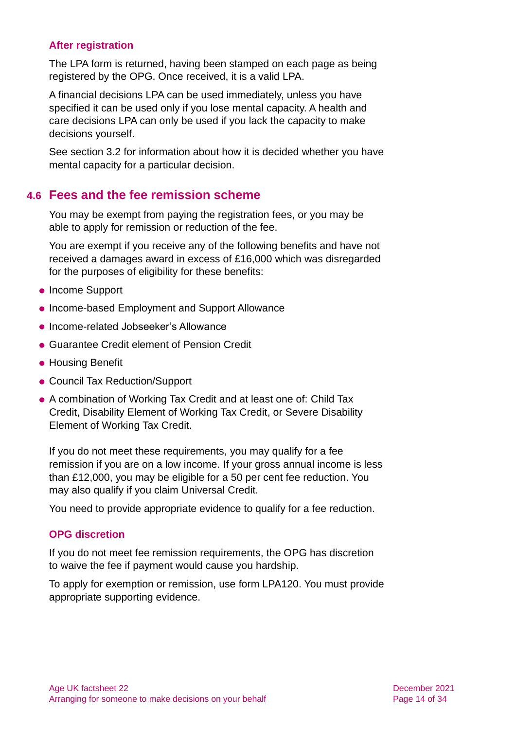### After registration

The LPA form is returned, having been stamped on each page as being registered by the OPG. Once received, it is a valid LPA.

A financial decisions LPA can be used immediately, unless you have specified it can be used only if you lose mental capacity. A health and care decisions LPA can only be used if you lack the capacity to make decisions yourself.

See section 3.2 for information about how it is decided whether you have mental capacity for a particular decision.

## 4.6 Fees and the fee remission scheme

You may be exempt from paying the registration fees, or you may be able to apply for remission or reduction of the fee.

You are exempt if you receive any of the following benefits and have not received a damages award in excess of £16,000 which was disregarded for the purposes of eligibility for these benefits:

- Income Support
- Income-based Employment and Support Allowance
- Income-related Jobseeker's Allowance
- Guarantee Credit element of Pension Credit
- Housing Benefit
- Council Tax Reduction/Support
- A combination of Working Tax Credit and at least one of: Child Tax Credit, Disability Element of Working Tax Credit, or Severe Disability Element of Working Tax Credit.

If you do not meet these requirements, you may qualify for a fee remission if you are on a low income. If your gross annual income is less than £12,000, you may be eligible for a 50 per cent fee reduction. You may also qualify if you claim Universal Credit.

You need to provide appropriate evidence to qualify for a fee reduction.

### OPG discretion

If you do not meet fee remission requirements, the OPG has discretion to waive the fee if payment would cause you hardship.

To apply for exemption or remission, use form LPA120. You must provide appropriate supporting evidence.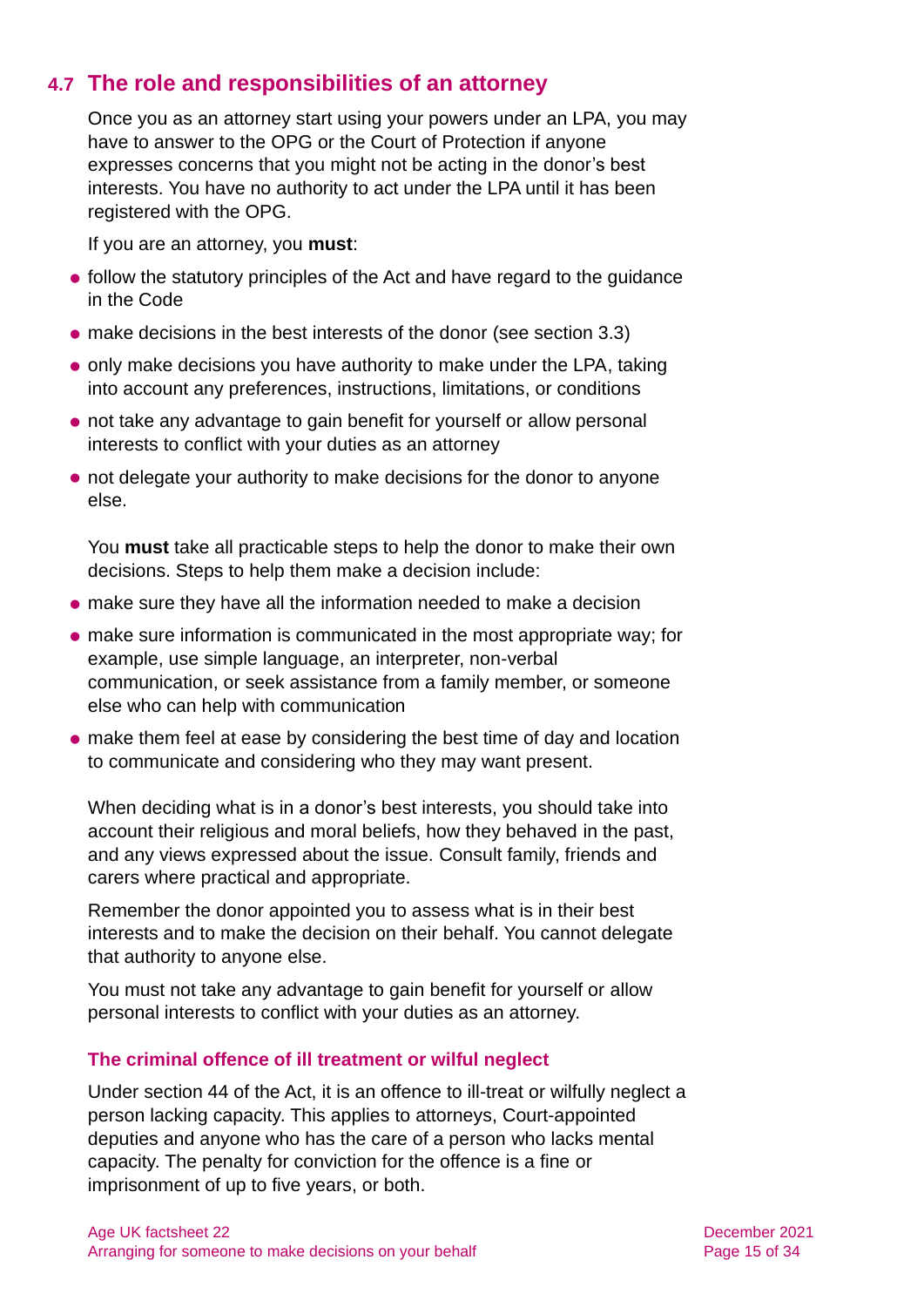## 4.7 The role and responsibilities of an attorney

Once you as an attorney start using your powers under an LPA, you may have to answer to the OPG or the Court of Protection if anyone expresses concerns that you might not be acting in the donor's best interests. You have no authority to act under the LPA until it has been registered with the OPG.

If you are an attorney, you **must**:

- follow the statutory principles of the Act and have regard to the guidance in the Code
- make decisions in the best interests of the donor (see section 3.3)
- only make decisions you have authority to make under the LPA, taking into account any preferences, instructions, limitations, or conditions
- not take any advantage to gain benefit for yourself or allow personal interests to conflict with your duties as an attorney
- not delegate your authority to make decisions for the donor to anyone else.

You **must** take all practicable steps to help the donor to make their own decisions. Steps to help them make a decision include:

- make sure they have all the information needed to make a decision
- make sure information is communicated in the most appropriate way; for example, use simple language, an interpreter, non-verbal communication, or seek assistance from a family member, or someone else who can help with communication
- make them feel at ease by considering the best time of day and location to communicate and considering who they may want present.

When deciding what is in a donor's best interests, you should take into account their religious and moral beliefs, how they behaved in the past, and any views expressed about the issue. Consult family, friends and carers where practical and appropriate.

Remember the donor appointed you to assess what is in their best interests and to make the decision on their behalf. You cannot delegate that authority to anyone else.

You must not take any advantage to gain benefit for yourself or allow personal interests to conflict with your duties as an attorney.

### The criminal offence of ill treatment or wilful neglect

Under section 44 of the Act, it is an offence to ill-treat or wilfully neglect a person lacking capacity. This applies to attorneys, Court-appointed deputies and anyone who has the care of a person who lacks mental capacity. The penalty for conviction for the offence is a fine or imprisonment of up to five years, or both.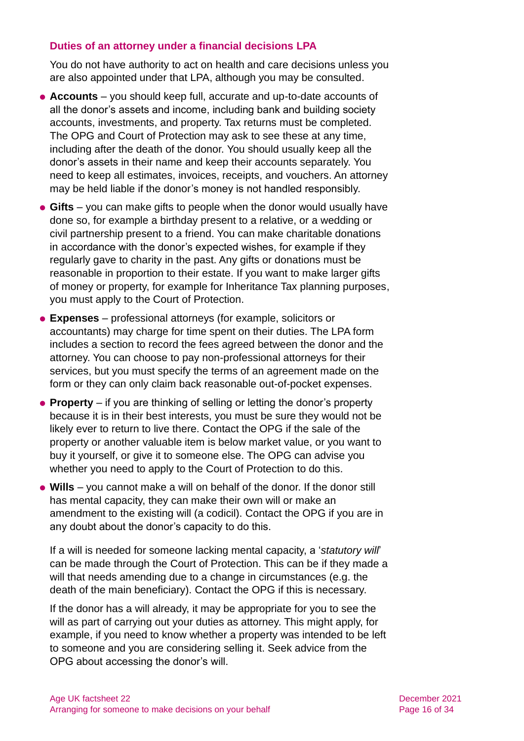### Duties of an attorney under a financial decisions LPA

You do not have authority to act on health and care decisions unless you are also appointed under that LPA, although you may be consulted.

- **Accounts** – you should keep full, accurate and up-to-date accounts of all the donor's assets and income, including bank and building society accounts, investments, and property. Tax returns must be completed. The OPG and Court of Protection may ask to see these at any time, including after the death of the donor. You should usually keep all the donor's assets in their name and keep their accounts separately. You need to keep all estimates, invoices, receipts, and vouchers. An attorney may be held liable if the donor's money is not handled responsibly.
- **Gifts** – you can make gifts to people when the donor would usually have done so, for example a birthday present to a relative, or a wedding or civil partnership present to a friend. You can make charitable donations in accordance with the donor's expected wishes, for example if they regularly gave to charity in the past. Any gifts or donations must be reasonable in proportion to their estate. If you want to make larger gifts of money or property, for example for Inheritance Tax planning purposes, you must apply to the Court of Protection.
- **Expenses** – professional attorneys (for example, solicitors or accountants) may charge for time spent on their duties. The LPA form includes a section to record the fees agreed between the donor and the attorney. You can choose to pay non-professional attorneys for their services, but you must specify the terms of an agreement made on the form or they can only claim back reasonable out-of-pocket expenses.
- **Property** – if you are thinking of selling or letting the donor's property because it is in their best interests, you must be sure they would not be likely ever to return to live there. Contact the OPG if the sale of the property or another valuable item is below market value, or you want to buy it yourself, or give it to someone else. The OPG can advise you whether you need to apply to the Court of Protection to do this.
- **Wills** – you cannot make a will on behalf of the donor. If the donor still has mental capacity, they can make their own will or make an amendment to the existing will (a codicil). Contact the OPG if you are in any doubt about the donor's capacity to do this.

  If a will is needed for someone lacking mental capacity, a '*statutory will*' can be made through the Court of Protection. This can be if they made a will that needs amending due to a change in circumstances (e.g. the death of the main beneficiary). Contact the OPG if this is necessary.

  If the donor has a will already, it may be appropriate for you to see the will as part of carrying out your duties as attorney. This might apply, for example, if you need to know whether a property was intended to be left to someone and you are considering selling it. Seek advice from the OPG about accessing the donor's will.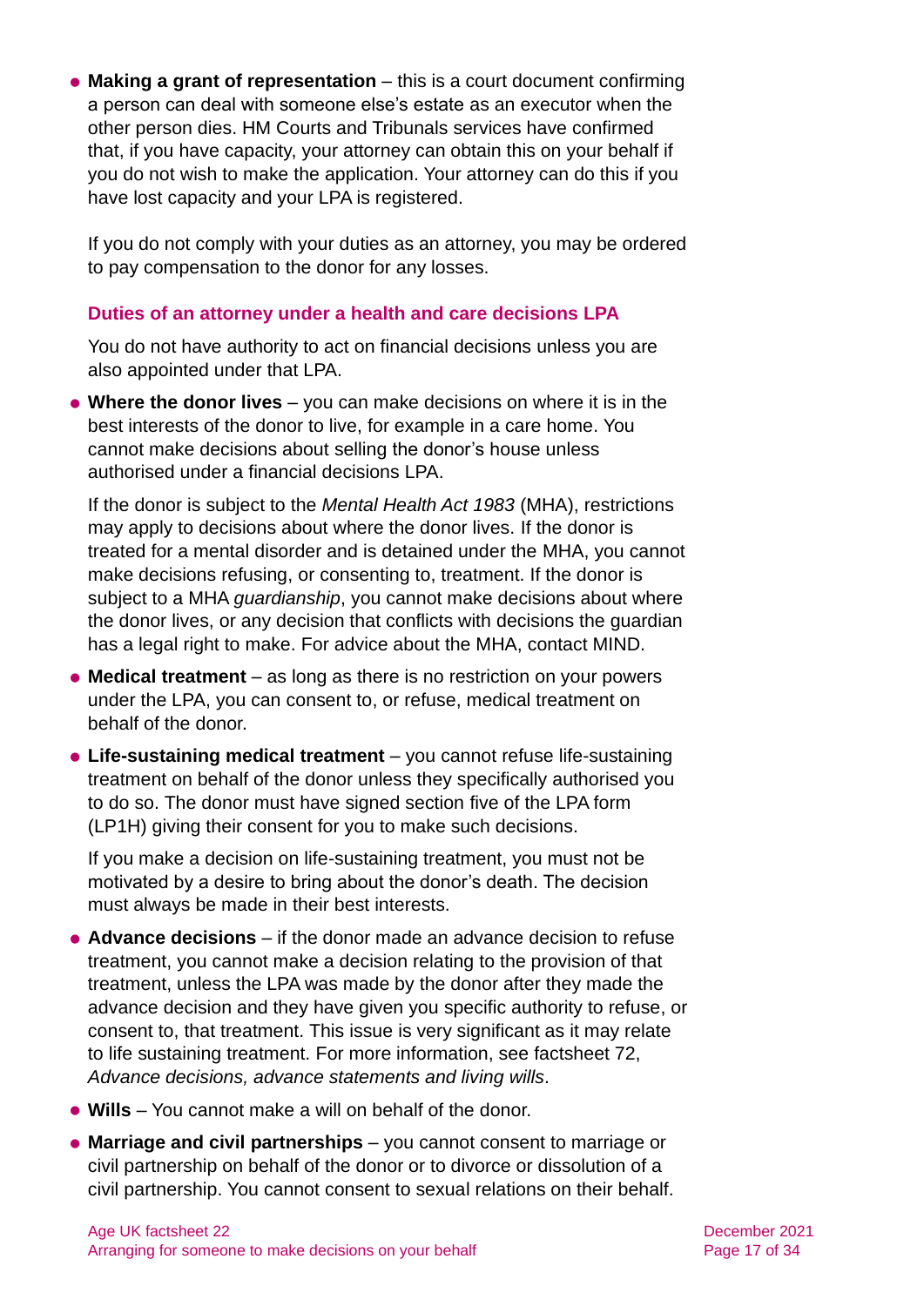- **Making a grant of representation** – this is a court document confirming a person can deal with someone else's estate as an executor when the other person dies. HM Courts and Tribunals services have confirmed that, if you have capacity, your attorney can obtain this on your behalf if you do not wish to make the application. Your attorney can do this if you have lost capacity and your LPA is registered.

  If you do not comply with your duties as an attorney, you may be ordered to pay compensation to the donor for any losses.

### Duties of an attorney under a health and care decisions LPA

You do not have authority to act on financial decisions unless you are also appointed under that LPA.

- **Where the donor lives** – you can make decisions on where it is in the best interests of the donor to live, for example in a care home. You cannot make decisions about selling the donor's house unless authorised under a financial decisions LPA.

  If the donor is subject to the *Mental Health Act 1983* (MHA), restrictions may apply to decisions about where the donor lives. If the donor is treated for a mental disorder and is detained under the MHA, you cannot make decisions refusing, or consenting to, treatment. If the donor is subject to a MHA *guardianship*, you cannot make decisions about where the donor lives, or any decision that conflicts with decisions the guardian has a legal right to make. For advice about the MHA, contact MIND.

- **Medical treatment** – as long as there is no restriction on your powers under the LPA, you can consent to, or refuse, medical treatment on behalf of the donor.

- **Life-sustaining medical treatment** – you cannot refuse life-sustaining treatment on behalf of the donor unless they specifically authorised you to do so. The donor must have signed section five of the LPA form (LP1H) giving their consent for you to make such decisions.

  If you make a decision on life-sustaining treatment, you must not be motivated by a desire to bring about the donor's death. The decision must always be made in their best interests.

- **Advance decisions** – if the donor made an advance decision to refuse treatment, you cannot make a decision relating to the provision of that treatment, unless the LPA was made by the donor after they made the advance decision and they have given you specific authority to refuse, or consent to, that treatment. This issue is very significant as it may relate to life sustaining treatment. For more information, see factsheet 72, *Advance decisions, advance statements and living wills*.

- **Wills** – You cannot make a will on behalf of the donor.

- **Marriage and civil partnerships** – you cannot consent to marriage or civil partnership on behalf of the donor or to divorce or dissolution of a civil partnership. You cannot consent to sexual relations on their behalf.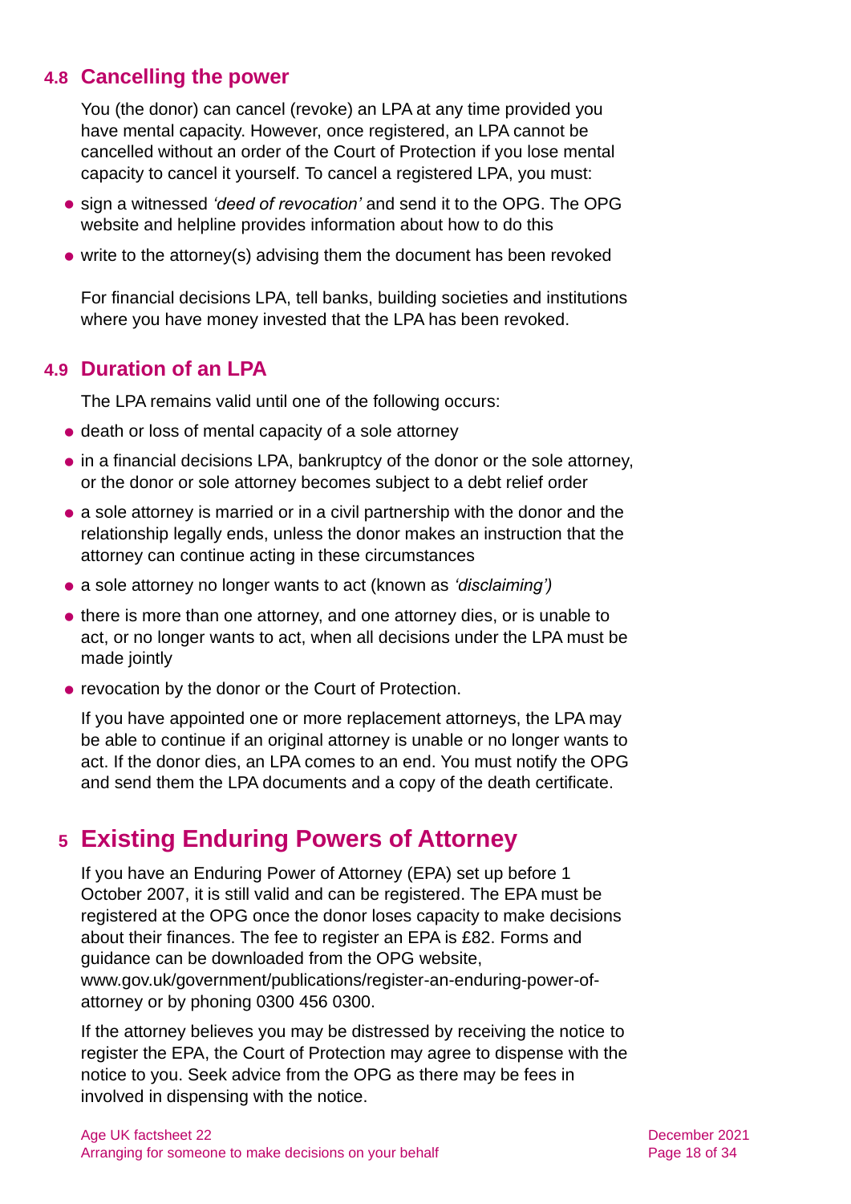### 4.8 Cancelling the power

You (the donor) can cancel (revoke) an LPA at any time provided you have mental capacity. However, once registered, an LPA cannot be cancelled without an order of the Court of Protection if you lose mental capacity to cancel it yourself. To cancel a registered LPA, you must:

- sign a witnessed *'deed of revocation'* and send it to the OPG. The OPG website and helpline provides information about how to do this
- write to the attorney(s) advising them the document has been revoked

For financial decisions LPA, tell banks, building societies and institutions where you have money invested that the LPA has been revoked.

### 4.9 Duration of an LPA

The LPA remains valid until one of the following occurs:

- death or loss of mental capacity of a sole attorney
- in a financial decisions LPA, bankruptcy of the donor or the sole attorney, or the donor or sole attorney becomes subject to a debt relief order
- a sole attorney is married or in a civil partnership with the donor and the relationship legally ends, unless the donor makes an instruction that the attorney can continue acting in these circumstances
- a sole attorney no longer wants to act (known as *'disclaiming')*
- there is more than one attorney, and one attorney dies, or is unable to act, or no longer wants to act, when all decisions under the LPA must be made jointly
- revocation by the donor or the Court of Protection.

If you have appointed one or more replacement attorneys, the LPA may be able to continue if an original attorney is unable or no longer wants to act. If the donor dies, an LPA comes to an end. You must notify the OPG and send them the LPA documents and a copy of the death certificate.

## 5 Existing Enduring Powers of Attorney

If you have an Enduring Power of Attorney (EPA) set up before 1 October 2007, it is still valid and can be registered. The EPA must be registered at the OPG once the donor loses capacity to make decisions about their finances. The fee to register an EPA is £82. Forms and guidance can be downloaded from the OPG website, www.gov.uk/government/publications/register-an-enduring-power-of-attorney or by phoning 0300 456 0300.

If the attorney believes you may be distressed by receiving the notice to register the EPA, the Court of Protection may agree to dispense with the notice to you. Seek advice from the OPG as there may be fees in involved in dispensing with the notice.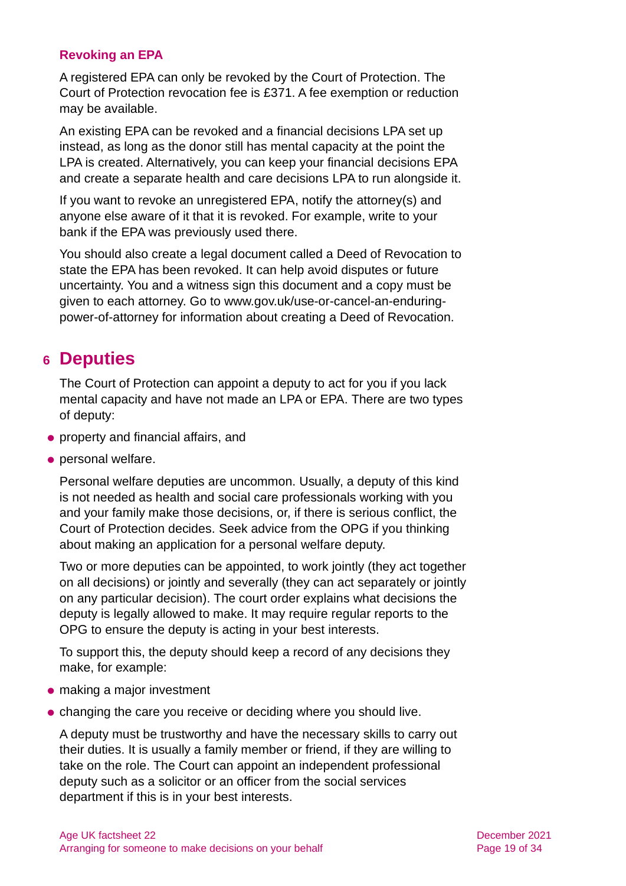### Revoking an EPA

A registered EPA can only be revoked by the Court of Protection. The Court of Protection revocation fee is £371. A fee exemption or reduction may be available.

An existing EPA can be revoked and a financial decisions LPA set up instead, as long as the donor still has mental capacity at the point the LPA is created. Alternatively, you can keep your financial decisions EPA and create a separate health and care decisions LPA to run alongside it.

If you want to revoke an unregistered EPA, notify the attorney(s) and anyone else aware of it that it is revoked. For example, write to your bank if the EPA was previously used there.

You should also create a legal document called a Deed of Revocation to state the EPA has been revoked. It can help avoid disputes or future uncertainty. You and a witness sign this document and a copy must be given to each attorney. Go to www.gov.uk/use-or-cancel-an-enduring-power-of-attorney for information about creating a Deed of Revocation.

## 6 Deputies

The Court of Protection can appoint a deputy to act for you if you lack mental capacity and have not made an LPA or EPA. There are two types of deputy:

- property and financial affairs, and
- personal welfare.

Personal welfare deputies are uncommon. Usually, a deputy of this kind is not needed as health and social care professionals working with you and your family make those decisions, or, if there is serious conflict, the Court of Protection decides. Seek advice from the OPG if you thinking about making an application for a personal welfare deputy.

Two or more deputies can be appointed, to work jointly (they act together on all decisions) or jointly and severally (they can act separately or jointly on any particular decision). The court order explains what decisions the deputy is legally allowed to make. It may require regular reports to the OPG to ensure the deputy is acting in your best interests.

To support this, the deputy should keep a record of any decisions they make, for example:

- making a major investment
- changing the care you receive or deciding where you should live.

A deputy must be trustworthy and have the necessary skills to carry out their duties. It is usually a family member or friend, if they are willing to take on the role. The Court can appoint an independent professional deputy such as a solicitor or an officer from the social services department if this is in your best interests.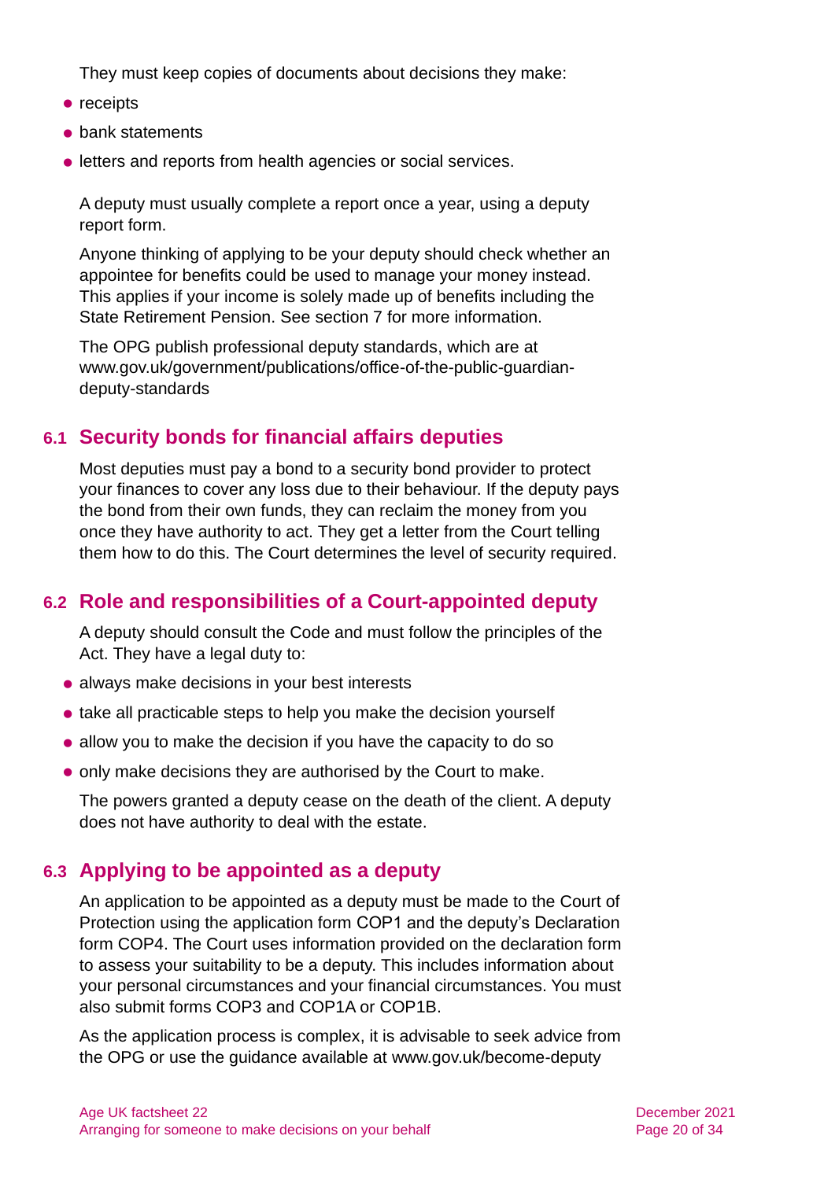They must keep copies of documents about decisions they make:

- receipts
- bank statements
- letters and reports from health agencies or social services.

A deputy must usually complete a report once a year, using a deputy report form.

Anyone thinking of applying to be your deputy should check whether an appointee for benefits could be used to manage your money instead. This applies if your income is solely made up of benefits including the State Retirement Pension. See section 7 for more information.

The OPG publish professional deputy standards, which are at www.gov.uk/government/publications/office-of-the-public-guardian-deputy-standards

## 6.1 Security bonds for financial affairs deputies

Most deputies must pay a bond to a security bond provider to protect your finances to cover any loss due to their behaviour. If the deputy pays the bond from their own funds, they can reclaim the money from you once they have authority to act. They get a letter from the Court telling them how to do this. The Court determines the level of security required.

## 6.2 Role and responsibilities of a Court-appointed deputy

A deputy should consult the Code and must follow the principles of the Act. They have a legal duty to:

- always make decisions in your best interests
- take all practicable steps to help you make the decision yourself
- allow you to make the decision if you have the capacity to do so
- only make decisions they are authorised by the Court to make.

The powers granted a deputy cease on the death of the client. A deputy does not have authority to deal with the estate.

## 6.3 Applying to be appointed as a deputy

An application to be appointed as a deputy must be made to the Court of Protection using the application form COP1 and the deputy's Declaration form COP4. The Court uses information provided on the declaration form to assess your suitability to be a deputy. This includes information about your personal circumstances and your financial circumstances. You must also submit forms COP3 and COP1A or COP1B.

As the application process is complex, it is advisable to seek advice from the OPG or use the guidance available at www.gov.uk/become-deputy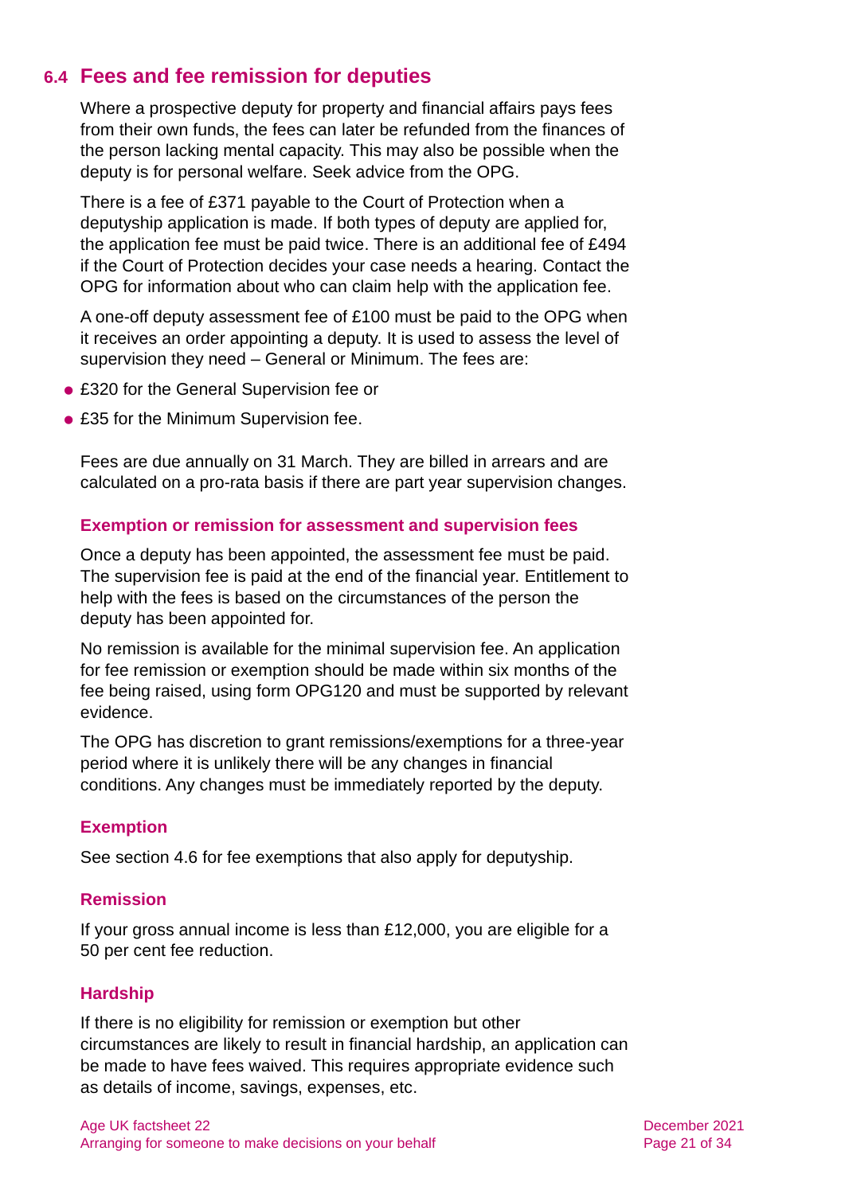## 6.4 Fees and fee remission for deputies

Where a prospective deputy for property and financial affairs pays fees from their own funds, the fees can later be refunded from the finances of the person lacking mental capacity. This may also be possible when the deputy is for personal welfare. Seek advice from the OPG.

There is a fee of £371 payable to the Court of Protection when a deputyship application is made. If both types of deputy are applied for, the application fee must be paid twice. There is an additional fee of £494 if the Court of Protection decides your case needs a hearing. Contact the OPG for information about who can claim help with the application fee.

A one-off deputy assessment fee of £100 must be paid to the OPG when it receives an order appointing a deputy. It is used to assess the level of supervision they need – General or Minimum. The fees are:

- £320 for the General Supervision fee or
- £35 for the Minimum Supervision fee.

Fees are due annually on 31 March. They are billed in arrears and are calculated on a pro-rata basis if there are part year supervision changes.

### Exemption or remission for assessment and supervision fees

Once a deputy has been appointed, the assessment fee must be paid. The supervision fee is paid at the end of the financial year. Entitlement to help with the fees is based on the circumstances of the person the deputy has been appointed for.

No remission is available for the minimal supervision fee. An application for fee remission or exemption should be made within six months of the fee being raised, using form OPG120 and must be supported by relevant evidence.

The OPG has discretion to grant remissions/exemptions for a three-year period where it is unlikely there will be any changes in financial conditions. Any changes must be immediately reported by the deputy.

### Exemption

See section 4.6 for fee exemptions that also apply for deputyship.

### Remission

If your gross annual income is less than £12,000, you are eligible for a 50 per cent fee reduction.

### Hardship

If there is no eligibility for remission or exemption but other circumstances are likely to result in financial hardship, an application can be made to have fees waived. This requires appropriate evidence such as details of income, savings, expenses, etc.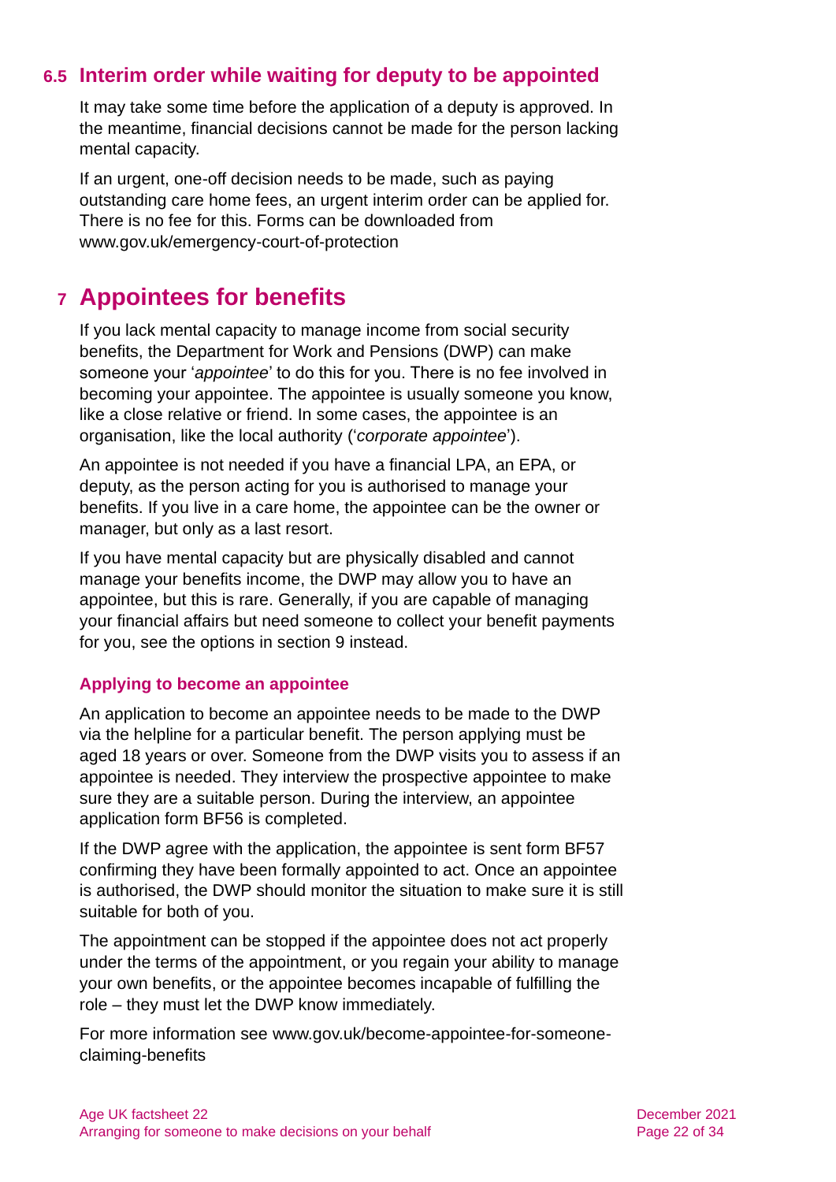## 6.5 Interim order while waiting for deputy to be appointed

It may take some time before the application of a deputy is approved. In the meantime, financial decisions cannot be made for the person lacking mental capacity.

If an urgent, one-off decision needs to be made, such as paying outstanding care home fees, an urgent interim order can be applied for. There is no fee for this. Forms can be downloaded from www.gov.uk/emergency-court-of-protection

# 7 Appointees for benefits

If you lack mental capacity to manage income from social security benefits, the Department for Work and Pensions (DWP) can make someone your '*appointee*' to do this for you. There is no fee involved in becoming your appointee. The appointee is usually someone you know, like a close relative or friend. In some cases, the appointee is an organisation, like the local authority ('*corporate appointee*').

An appointee is not needed if you have a financial LPA, an EPA, or deputy, as the person acting for you is authorised to manage your benefits. If you live in a care home, the appointee can be the owner or manager, but only as a last resort.

If you have mental capacity but are physically disabled and cannot manage your benefits income, the DWP may allow you to have an appointee, but this is rare. Generally, if you are capable of managing your financial affairs but need someone to collect your benefit payments for you, see the options in section 9 instead.

### Applying to become an appointee

An application to become an appointee needs to be made to the DWP via the helpline for a particular benefit. The person applying must be aged 18 years or over. Someone from the DWP visits you to assess if an appointee is needed. They interview the prospective appointee to make sure they are a suitable person. During the interview, an appointee application form BF56 is completed.

If the DWP agree with the application, the appointee is sent form BF57 confirming they have been formally appointed to act. Once an appointee is authorised, the DWP should monitor the situation to make sure it is still suitable for both of you.

The appointment can be stopped if the appointee does not act properly under the terms of the appointment, or you regain your ability to manage your own benefits, or the appointee becomes incapable of fulfilling the role – they must let the DWP know immediately.

For more information see www.gov.uk/become-appointee-for-someone-claiming-benefits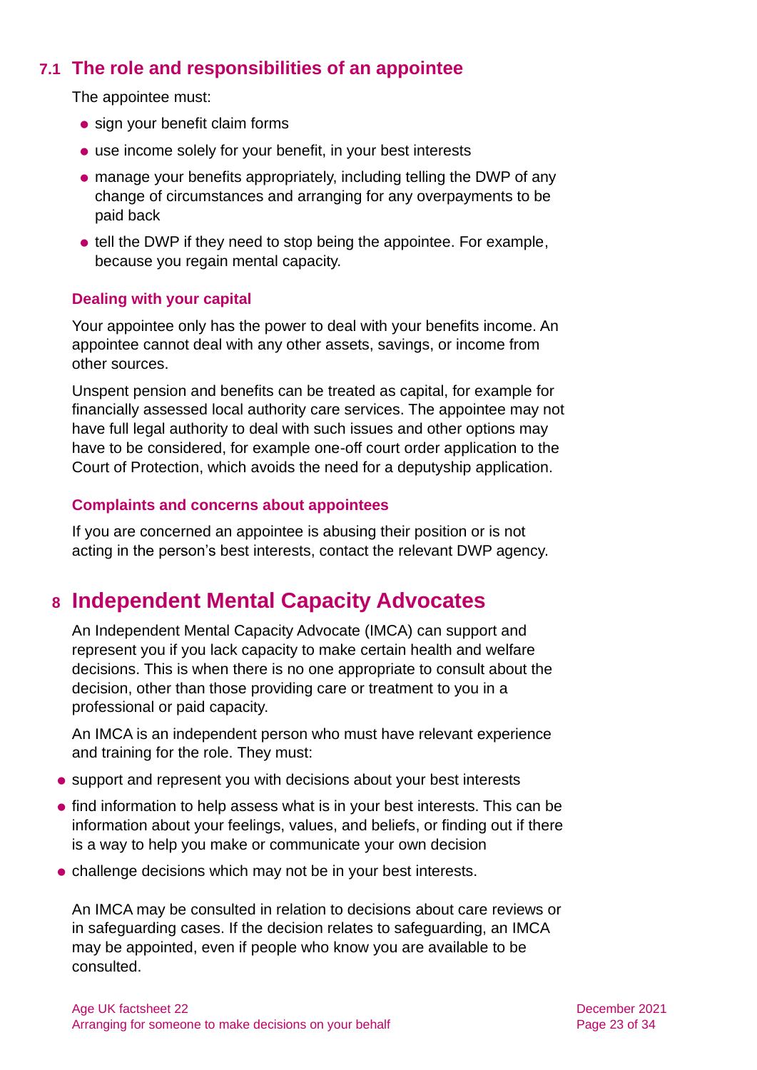## 7.1 The role and responsibilities of an appointee

The appointee must:

- sign your benefit claim forms
- use income solely for your benefit, in your best interests
- manage your benefits appropriately, including telling the DWP of any change of circumstances and arranging for any overpayments to be paid back
- tell the DWP if they need to stop being the appointee. For example, because you regain mental capacity.

### Dealing with your capital

Your appointee only has the power to deal with your benefits income. An appointee cannot deal with any other assets, savings, or income from other sources.

Unspent pension and benefits can be treated as capital, for example for financially assessed local authority care services. The appointee may not have full legal authority to deal with such issues and other options may have to be considered, for example one-off court order application to the Court of Protection, which avoids the need for a deputyship application.

### Complaints and concerns about appointees

If you are concerned an appointee is abusing their position or is not acting in the person's best interests, contact the relevant DWP agency.

# 8 Independent Mental Capacity Advocates

An Independent Mental Capacity Advocate (IMCA) can support and represent you if you lack capacity to make certain health and welfare decisions. This is when there is no one appropriate to consult about the decision, other than those providing care or treatment to you in a professional or paid capacity.

An IMCA is an independent person who must have relevant experience and training for the role. They must:

- support and represent you with decisions about your best interests
- find information to help assess what is in your best interests. This can be information about your feelings, values, and beliefs, or finding out if there is a way to help you make or communicate your own decision
- challenge decisions which may not be in your best interests.

An IMCA may be consulted in relation to decisions about care reviews or in safeguarding cases. If the decision relates to safeguarding, an IMCA may be appointed, even if people who know you are available to be consulted.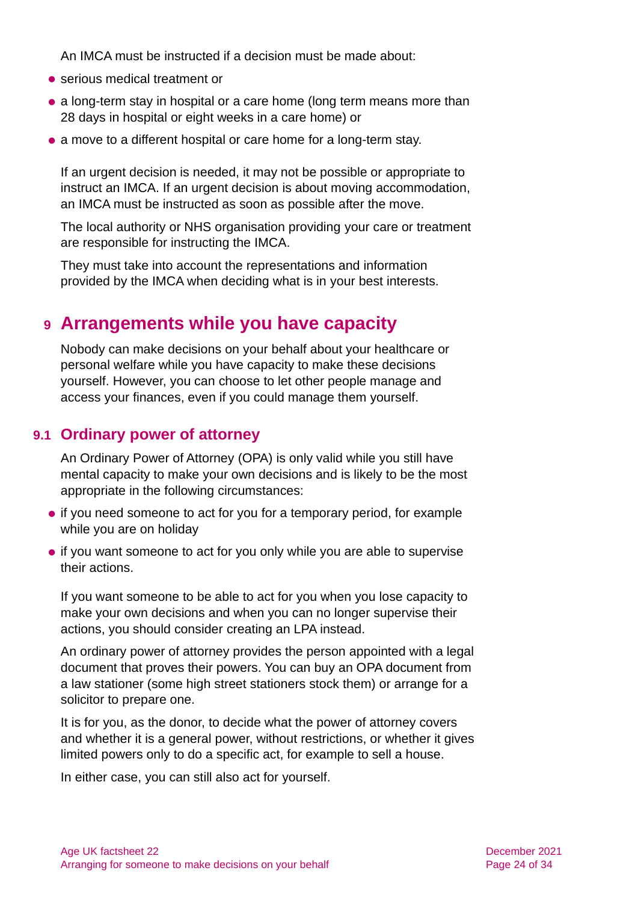An IMCA must be instructed if a decision must be made about:

- serious medical treatment or
- a long-term stay in hospital or a care home (long term means more than 28 days in hospital or eight weeks in a care home) or
- a move to a different hospital or care home for a long-term stay.

If an urgent decision is needed, it may not be possible or appropriate to instruct an IMCA. If an urgent decision is about moving accommodation, an IMCA must be instructed as soon as possible after the move.

The local authority or NHS organisation providing your care or treatment are responsible for instructing the IMCA.

They must take into account the representations and information provided by the IMCA when deciding what is in your best interests.

# 9 Arrangements while you have capacity

Nobody can make decisions on your behalf about your healthcare or personal welfare while you have capacity to make these decisions yourself. However, you can choose to let other people manage and access your finances, even if you could manage them yourself.

## 9.1 Ordinary power of attorney

An Ordinary Power of Attorney (OPA) is only valid while you still have mental capacity to make your own decisions and is likely to be the most appropriate in the following circumstances:

- if you need someone to act for you for a temporary period, for example while you are on holiday
- if you want someone to act for you only while you are able to supervise their actions.

If you want someone to be able to act for you when you lose capacity to make your own decisions and when you can no longer supervise their actions, you should consider creating an LPA instead.

An ordinary power of attorney provides the person appointed with a legal document that proves their powers. You can buy an OPA document from a law stationer (some high street stationers stock them) or arrange for a solicitor to prepare one.

It is for you, as the donor, to decide what the power of attorney covers and whether it is a general power, without restrictions, or whether it gives limited powers only to do a specific act, for example to sell a house.

In either case, you can still also act for yourself.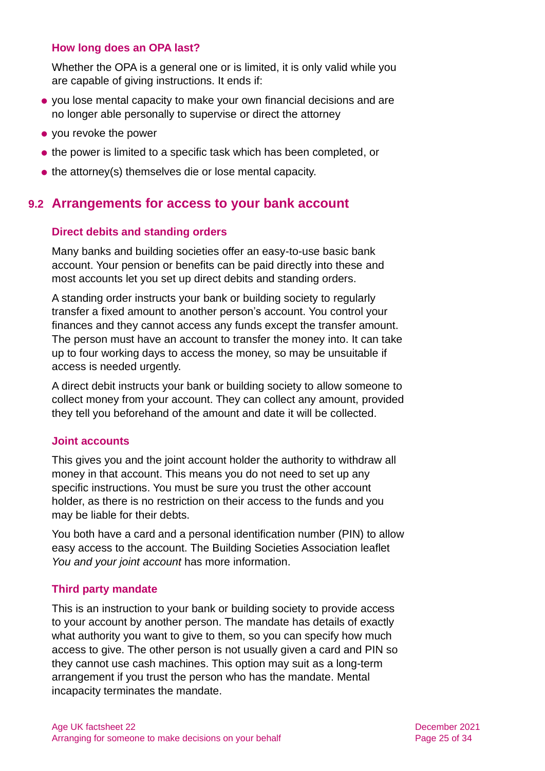### How long does an OPA last?

Whether the OPA is a general one or is limited, it is only valid while you are capable of giving instructions. It ends if:

- you lose mental capacity to make your own financial decisions and are no longer able personally to supervise or direct the attorney
- you revoke the power
- the power is limited to a specific task which has been completed, or
- the attorney(s) themselves die or lose mental capacity.

## 9.2 Arrangements for access to your bank account

### Direct debits and standing orders

Many banks and building societies offer an easy-to-use basic bank account. Your pension or benefits can be paid directly into these and most accounts let you set up direct debits and standing orders.

A standing order instructs your bank or building society to regularly transfer a fixed amount to another person's account. You control your finances and they cannot access any funds except the transfer amount. The person must have an account to transfer the money into. It can take up to four working days to access the money, so may be unsuitable if access is needed urgently.

A direct debit instructs your bank or building society to allow someone to collect money from your account. They can collect any amount, provided they tell you beforehand of the amount and date it will be collected.

### Joint accounts

This gives you and the joint account holder the authority to withdraw all money in that account. This means you do not need to set up any specific instructions. You must be sure you trust the other account holder, as there is no restriction on their access to the funds and you may be liable for their debts.

You both have a card and a personal identification number (PIN) to allow easy access to the account. The Building Societies Association leaflet *You and your joint account* has more information.

### Third party mandate

This is an instruction to your bank or building society to provide access to your account by another person. The mandate has details of exactly what authority you want to give to them, so you can specify how much access to give. The other person is not usually given a card and PIN so they cannot use cash machines. This option may suit as a long-term arrangement if you trust the person who has the mandate. Mental incapacity terminates the mandate.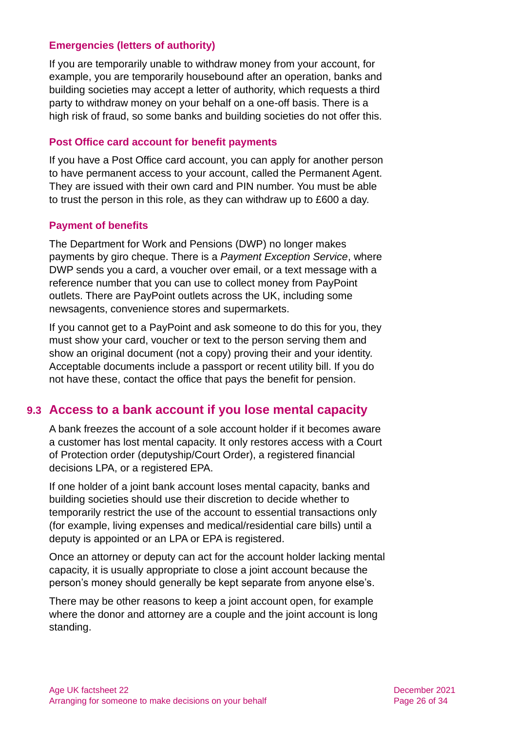### Emergencies (letters of authority)

If you are temporarily unable to withdraw money from your account, for example, you are temporarily housebound after an operation, banks and building societies may accept a letter of authority, which requests a third party to withdraw money on your behalf on a one-off basis. There is a high risk of fraud, so some banks and building societies do not offer this.

### Post Office card account for benefit payments

If you have a Post Office card account, you can apply for another person to have permanent access to your account, called the Permanent Agent. They are issued with their own card and PIN number. You must be able to trust the person in this role, as they can withdraw up to £600 a day.

### Payment of benefits

The Department for Work and Pensions (DWP) no longer makes payments by giro cheque. There is a *Payment Exception Service*, where DWP sends you a card, a voucher over email, or a text message with a reference number that you can use to collect money from PayPoint outlets. There are PayPoint outlets across the UK, including some newsagents, convenience stores and supermarkets.

If you cannot get to a PayPoint and ask someone to do this for you, they must show your card, voucher or text to the person serving them and show an original document (not a copy) proving their and your identity. Acceptable documents include a passport or recent utility bill. If you do not have these, contact the office that pays the benefit for pension.

## 9.3 Access to a bank account if you lose mental capacity

A bank freezes the account of a sole account holder if it becomes aware a customer has lost mental capacity. It only restores access with a Court of Protection order (deputyship/Court Order), a registered financial decisions LPA, or a registered EPA.

If one holder of a joint bank account loses mental capacity, banks and building societies should use their discretion to decide whether to temporarily restrict the use of the account to essential transactions only (for example, living expenses and medical/residential care bills) until a deputy is appointed or an LPA or EPA is registered.

Once an attorney or deputy can act for the account holder lacking mental capacity, it is usually appropriate to close a joint account because the person's money should generally be kept separate from anyone else's.

There may be other reasons to keep a joint account open, for example where the donor and attorney are a couple and the joint account is long standing.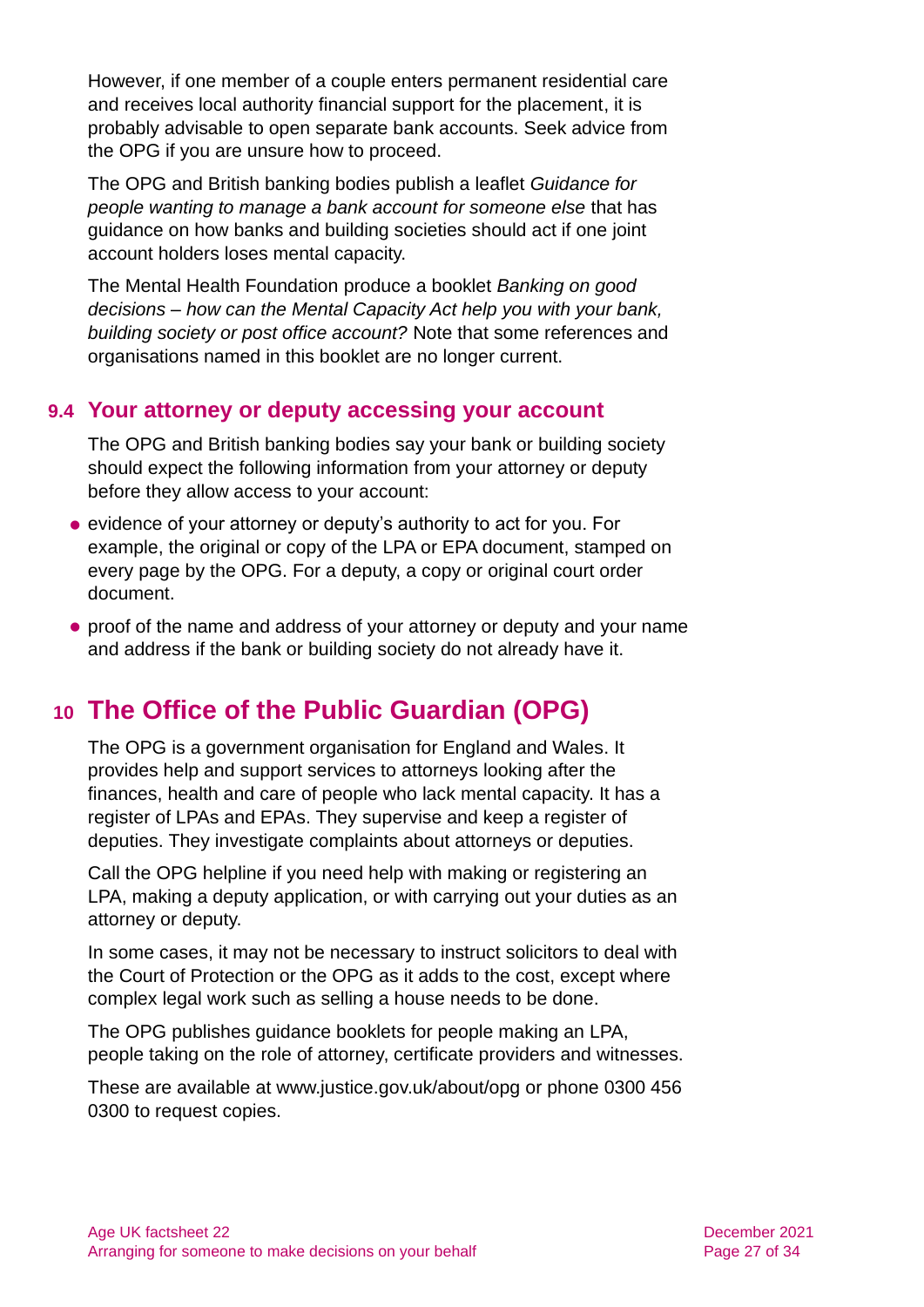However, if one member of a couple enters permanent residential care and receives local authority financial support for the placement, it is probably advisable to open separate bank accounts. Seek advice from the OPG if you are unsure how to proceed.

The OPG and British banking bodies publish a leaflet *Guidance for people wanting to manage a bank account for someone else* that has guidance on how banks and building societies should act if one joint account holders loses mental capacity.

The Mental Health Foundation produce a booklet *Banking on good decisions – how can the Mental Capacity Act help you with your bank, building society or post office account?* Note that some references and organisations named in this booklet are no longer current.

### 9.4 Your attorney or deputy accessing your account

The OPG and British banking bodies say your bank or building society should expect the following information from your attorney or deputy before they allow access to your account:

- evidence of your attorney or deputy's authority to act for you. For example, the original or copy of the LPA or EPA document, stamped on every page by the OPG. For a deputy, a copy or original court order document.
- proof of the name and address of your attorney or deputy and your name and address if the bank or building society do not already have it.

## 10 The Office of the Public Guardian (OPG)

The OPG is a government organisation for England and Wales. It provides help and support services to attorneys looking after the finances, health and care of people who lack mental capacity. It has a register of LPAs and EPAs. They supervise and keep a register of deputies. They investigate complaints about attorneys or deputies.

Call the OPG helpline if you need help with making or registering an LPA, making a deputy application, or with carrying out your duties as an attorney or deputy.

In some cases, it may not be necessary to instruct solicitors to deal with the Court of Protection or the OPG as it adds to the cost, except where complex legal work such as selling a house needs to be done.

The OPG publishes guidance booklets for people making an LPA, people taking on the role of attorney, certificate providers and witnesses.

These are available at www.justice.gov.uk/about/opg or phone 0300 456 0300 to request copies.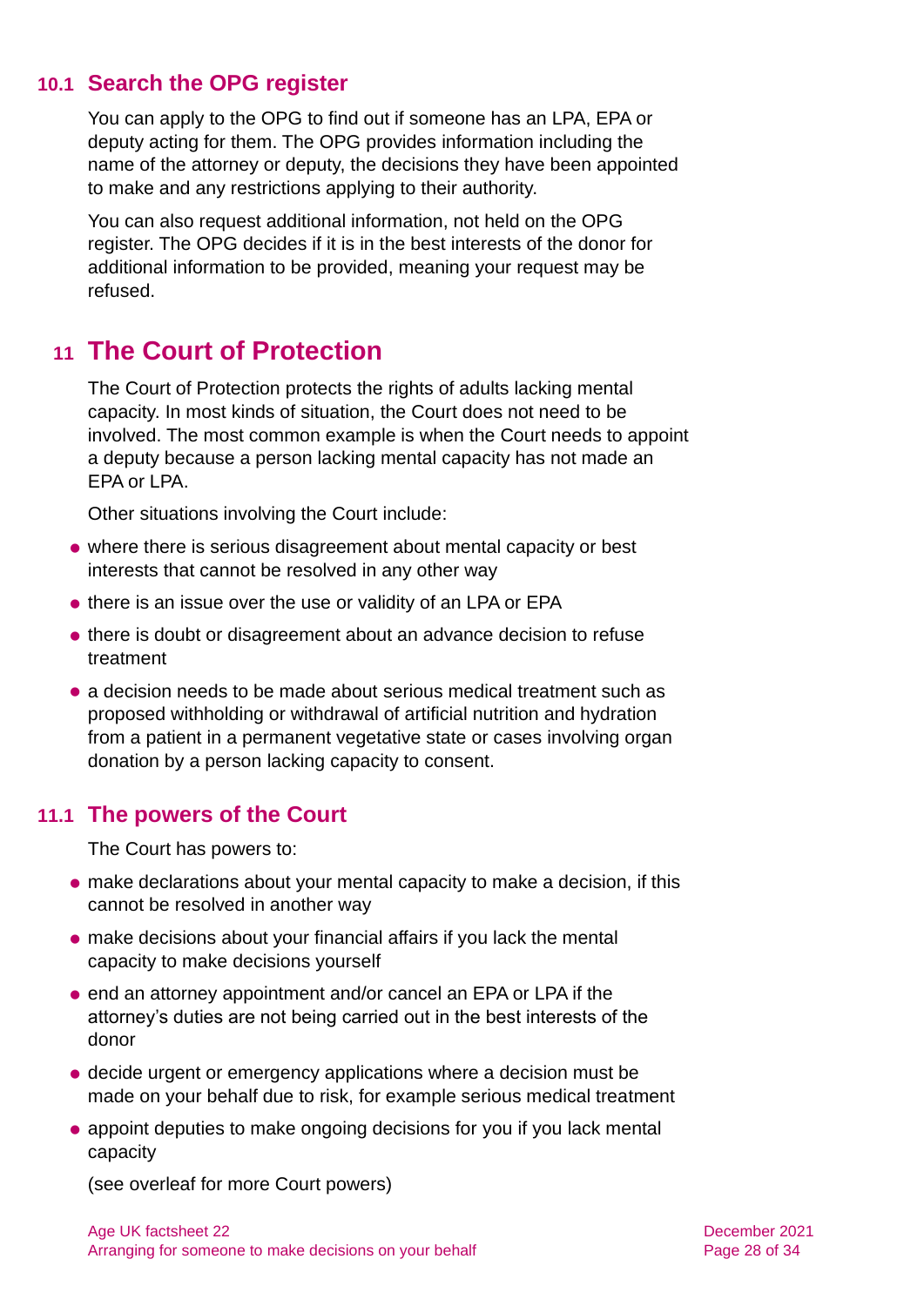### 10.1 Search the OPG register

You can apply to the OPG to find out if someone has an LPA, EPA or deputy acting for them. The OPG provides information including the name of the attorney or deputy, the decisions they have been appointed to make and any restrictions applying to their authority.

You can also request additional information, not held on the OPG register. The OPG decides if it is in the best interests of the donor for additional information to be provided, meaning your request may be refused.

## 11 The Court of Protection

The Court of Protection protects the rights of adults lacking mental capacity. In most kinds of situation, the Court does not need to be involved. The most common example is when the Court needs to appoint a deputy because a person lacking mental capacity has not made an EPA or LPA.

Other situations involving the Court include:

- where there is serious disagreement about mental capacity or best interests that cannot be resolved in any other way
- there is an issue over the use or validity of an LPA or EPA
- there is doubt or disagreement about an advance decision to refuse treatment
- a decision needs to be made about serious medical treatment such as proposed withholding or withdrawal of artificial nutrition and hydration from a patient in a permanent vegetative state or cases involving organ donation by a person lacking capacity to consent.

### 11.1 The powers of the Court

The Court has powers to:

- make declarations about your mental capacity to make a decision, if this cannot be resolved in another way
- make decisions about your financial affairs if you lack the mental capacity to make decisions yourself
- end an attorney appointment and/or cancel an EPA or LPA if the attorney's duties are not being carried out in the best interests of the donor
- decide urgent or emergency applications where a decision must be made on your behalf due to risk, for example serious medical treatment
- appoint deputies to make ongoing decisions for you if you lack mental capacity

(see overleaf for more Court powers)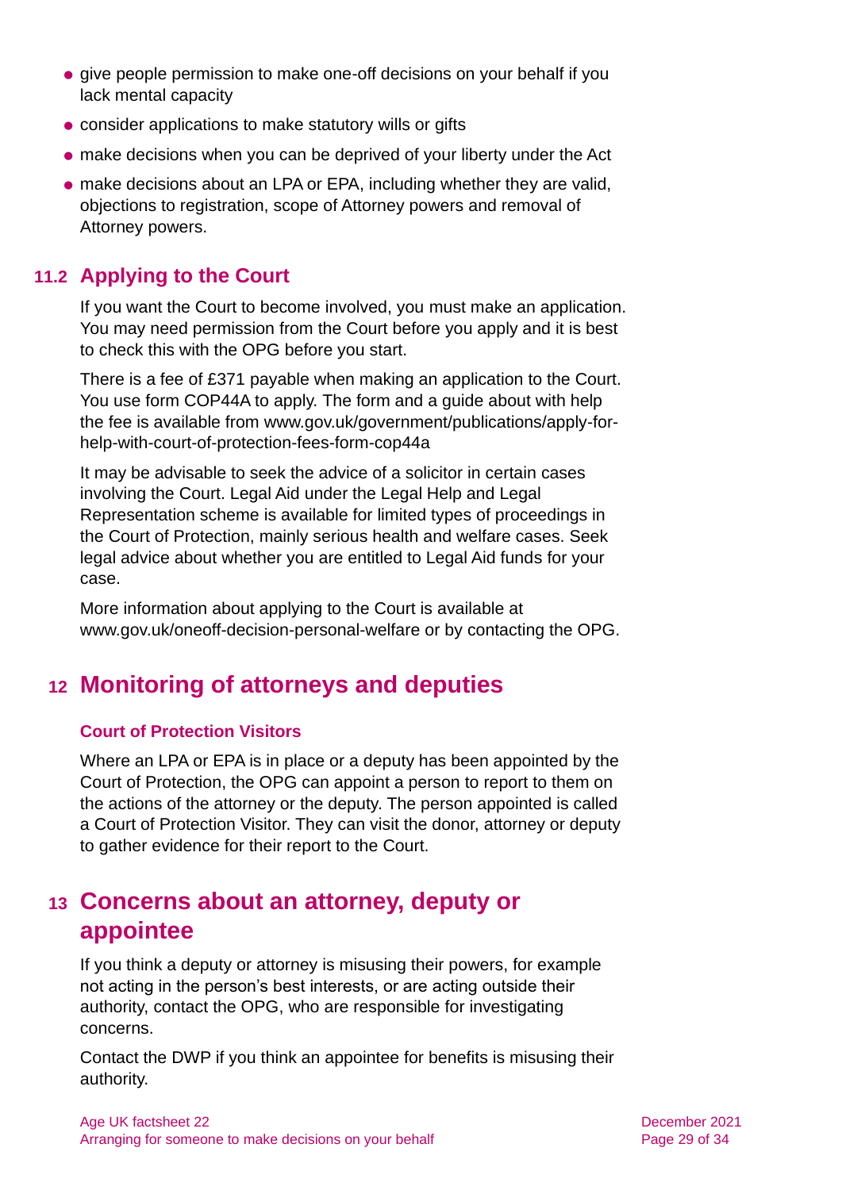- give people permission to make one-off decisions on your behalf if you lack mental capacity
- consider applications to make statutory wills or gifts
- make decisions when you can be deprived of your liberty under the Act
- make decisions about an LPA or EPA, including whether they are valid, objections to registration, scope of Attorney powers and removal of Attorney powers.

### 11.2 Applying to the Court

If you want the Court to become involved, you must make an application. You may need permission from the Court before you apply and it is best to check this with the OPG before you start.

There is a fee of £371 payable when making an application to the Court. You use form COP44A to apply. The form and a guide about with help the fee is available from www.gov.uk/government/publications/apply-for-help-with-court-of-protection-fees-form-cop44a

It may be advisable to seek the advice of a solicitor in certain cases involving the Court. Legal Aid under the Legal Help and Legal Representation scheme is available for limited types of proceedings in the Court of Protection, mainly serious health and welfare cases. Seek legal advice about whether you are entitled to Legal Aid funds for your case.

More information about applying to the Court is available at www.gov.uk/oneoff-decision-personal-welfare or by contacting the OPG.

## 12 Monitoring of attorneys and deputies

#### Court of Protection Visitors

Where an LPA or EPA is in place or a deputy has been appointed by the Court of Protection, the OPG can appoint a person to report to them on the actions of the attorney or the deputy. The person appointed is called a Court of Protection Visitor. They can visit the donor, attorney or deputy to gather evidence for their report to the Court.

## 13 Concerns about an attorney, deputy or appointee

If you think a deputy or attorney is misusing their powers, for example not acting in the person's best interests, or are acting outside their authority, contact the OPG, who are responsible for investigating concerns.

Contact the DWP if you think an appointee for benefits is misusing their authority.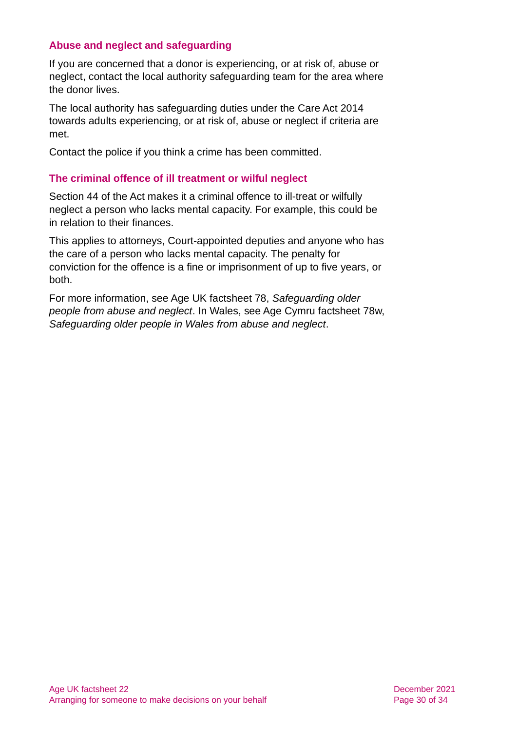### Abuse and neglect and safeguarding

If you are concerned that a donor is experiencing, or at risk of, abuse or neglect, contact the local authority safeguarding team for the area where the donor lives.

The local authority has safeguarding duties under the Care Act 2014 towards adults experiencing, or at risk of, abuse or neglect if criteria are met.

Contact the police if you think a crime has been committed.

### The criminal offence of ill treatment or wilful neglect

Section 44 of the Act makes it a criminal offence to ill-treat or wilfully neglect a person who lacks mental capacity. For example, this could be in relation to their finances.

This applies to attorneys, Court-appointed deputies and anyone who has the care of a person who lacks mental capacity. The penalty for conviction for the offence is a fine or imprisonment of up to five years, or both.

For more information, see Age UK factsheet 78, *Safeguarding older people from abuse and neglect*. In Wales, see Age Cymru factsheet 78w, *Safeguarding older people in Wales from abuse and neglect*.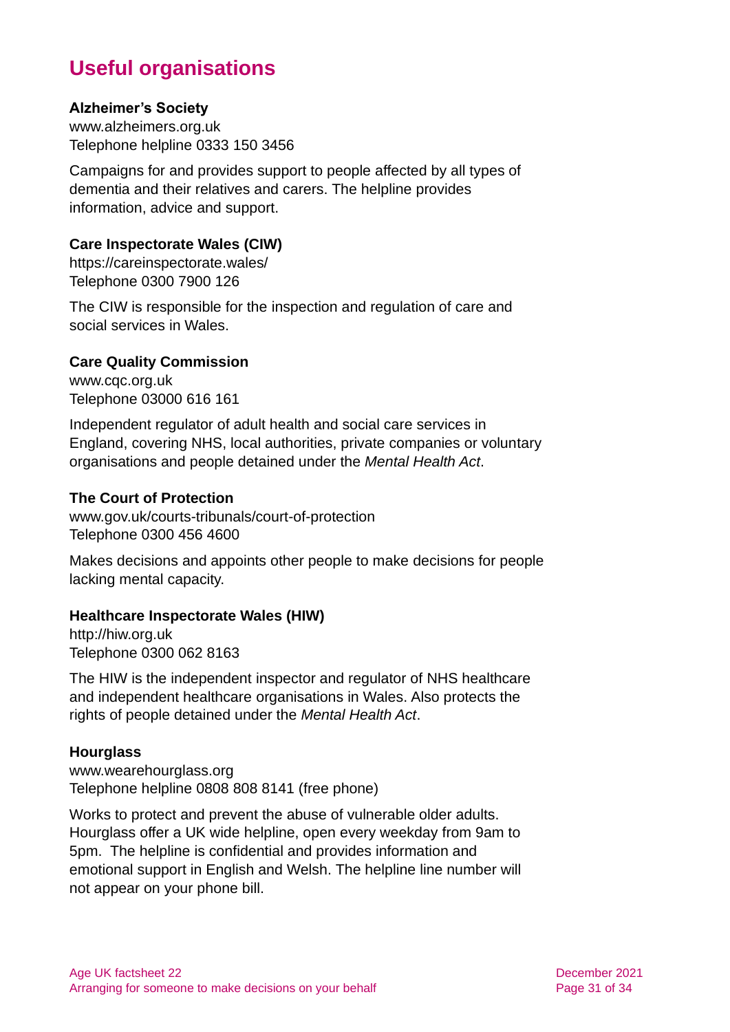# Useful organisations

**Alzheimer's Society**
www.alzheimers.org.uk
Telephone helpline 0333 150 3456

Campaigns for and provides support to people affected by all types of dementia and their relatives and carers. The helpline provides information, advice and support.

**Care Inspectorate Wales (CIW)**
https://careinspectorate.wales/
Telephone 0300 7900 126

The CIW is responsible for the inspection and regulation of care and social services in Wales.

**Care Quality Commission**
www.cqc.org.uk
Telephone 03000 616 161

Independent regulator of adult health and social care services in England, covering NHS, local authorities, private companies or voluntary organisations and people detained under the *Mental Health Act*.

**The Court of Protection**
www.gov.uk/courts-tribunals/court-of-protection
Telephone 0300 456 4600

Makes decisions and appoints other people to make decisions for people lacking mental capacity.

**Healthcare Inspectorate Wales (HIW)**
http://hiw.org.uk
Telephone 0300 062 8163

The HIW is the independent inspector and regulator of NHS healthcare and independent healthcare organisations in Wales. Also protects the rights of people detained under the *Mental Health Act*.

**Hourglass**
www.wearehourglass.org
Telephone helpline 0808 808 8141 (free phone)

Works to protect and prevent the abuse of vulnerable older adults. Hourglass offer a UK wide helpline, open every weekday from 9am to 5pm. The helpline is confidential and provides information and emotional support in English and Welsh. The helpline line number will not appear on your phone bill.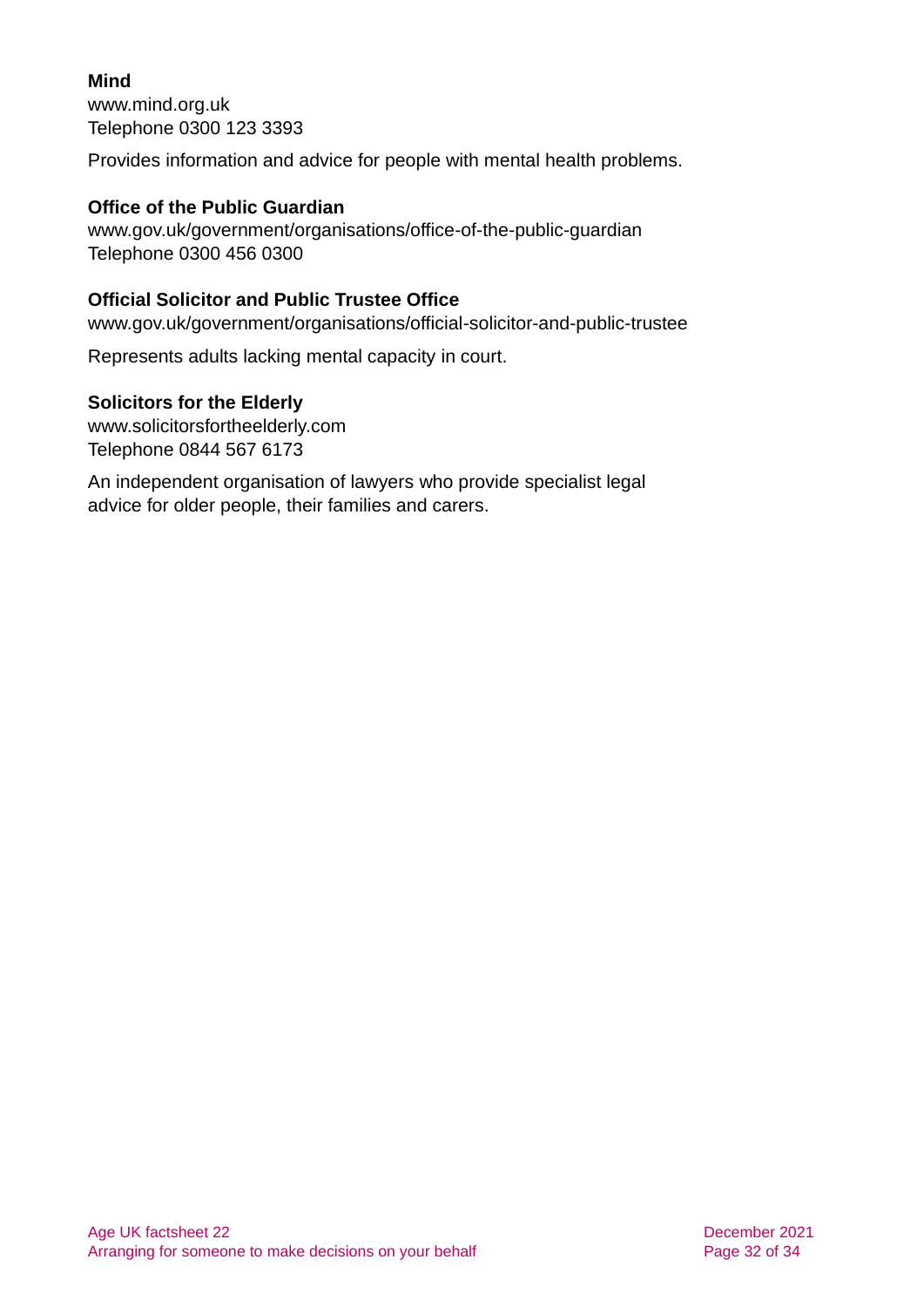**Mind**
www.mind.org.uk
Telephone 0300 123 3393

Provides information and advice for people with mental health problems.

**Office of the Public Guardian**
www.gov.uk/government/organisations/office-of-the-public-guardian
Telephone 0300 456 0300

**Official Solicitor and Public Trustee Office**
www.gov.uk/government/organisations/official-solicitor-and-public-trustee

Represents adults lacking mental capacity in court.

**Solicitors for the Elderly**
www.solicitorsfortheelderly.com
Telephone 0844 567 6173

An independent organisation of lawyers who provide specialist legal advice for older people, their families and carers.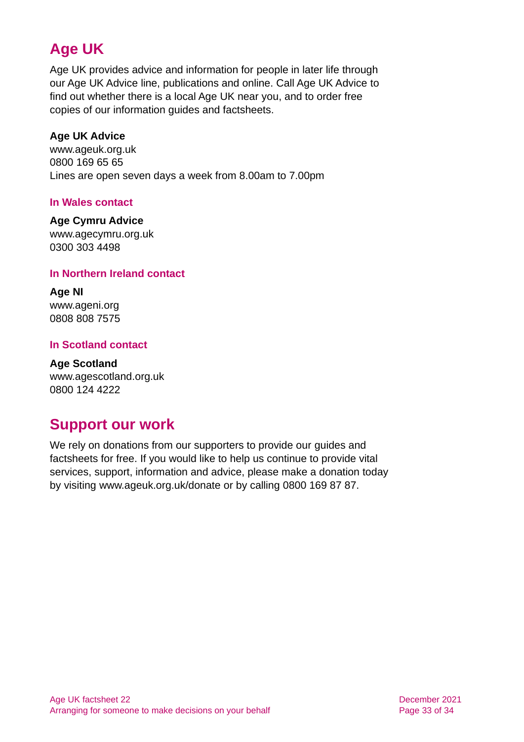## Age UK

Age UK provides advice and information for people in later life through our Age UK Advice line, publications and online. Call Age UK Advice to find out whether there is a local Age UK near you, and to order free copies of our information guides and factsheets.

**Age UK Advice**
www.ageuk.org.uk
0800 169 65 65
Lines are open seven days a week from 8.00am to 7.00pm

### In Wales contact

**Age Cymru Advice**
www.agecymru.org.uk
0300 303 4498

### In Northern Ireland contact

**Age NI**
www.ageni.org
0808 808 7575

### In Scotland contact

**Age Scotland**
www.agescotland.org.uk
0800 124 4222

## Support our work

We rely on donations from our supporters to provide our guides and factsheets for free. If you would like to help us continue to provide vital services, support, information and advice, please make a donation today by visiting www.ageuk.org.uk/donate or by calling 0800 169 87 87.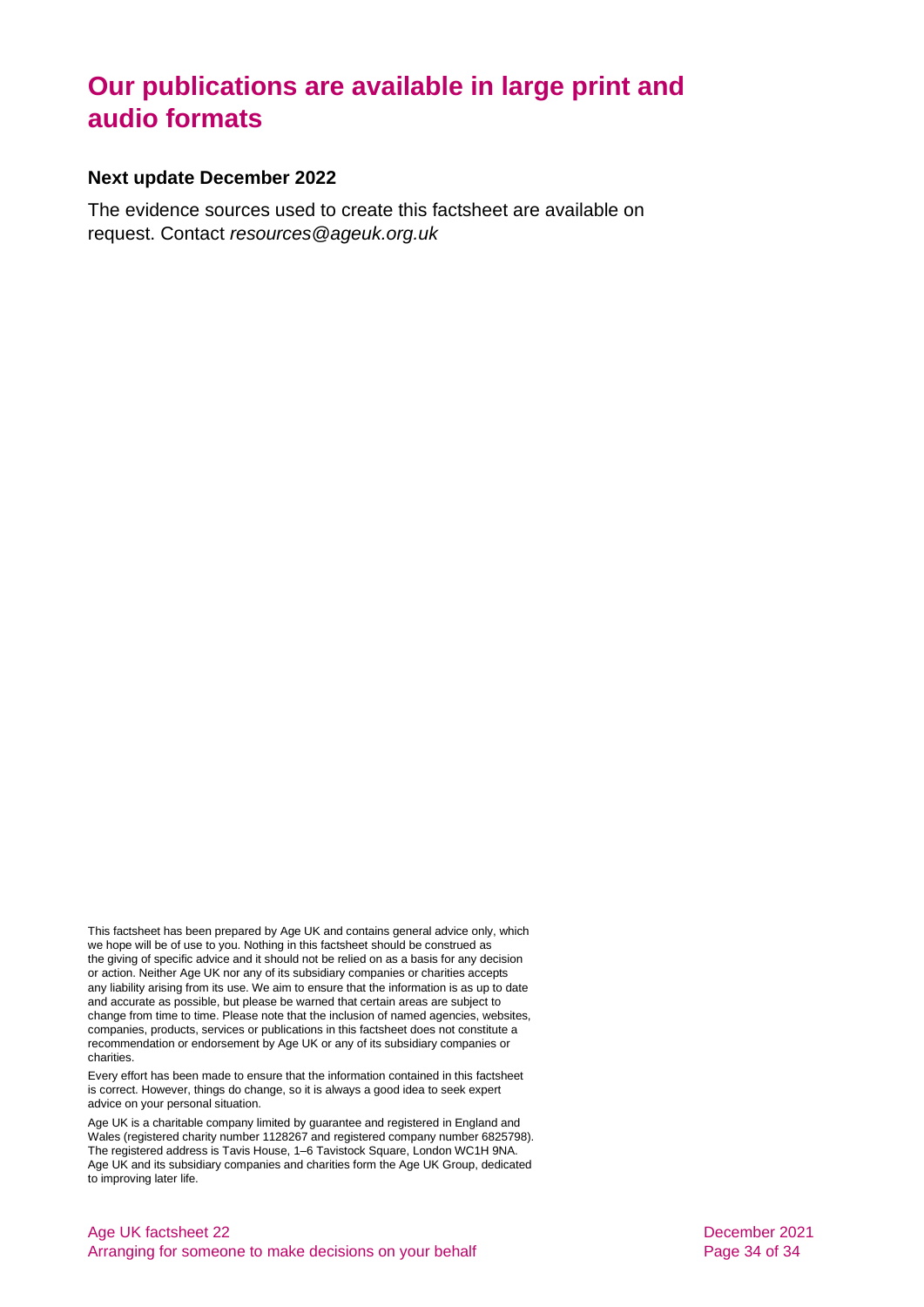# Our publications are available in large print and audio formats

**Next update December 2022**

The evidence sources used to create this factsheet are available on request. Contact *resources@ageuk.org.uk*

This factsheet has been prepared by Age UK and contains general advice only, which we hope will be of use to you. Nothing in this factsheet should be construed as the giving of specific advice and it should not be relied on as a basis for any decision or action. Neither Age UK nor any of its subsidiary companies or charities accepts any liability arising from its use. We aim to ensure that the information is as up to date and accurate as possible, but please be warned that certain areas are subject to change from time to time. Please note that the inclusion of named agencies, websites, companies, products, services or publications in this factsheet does not constitute a recommendation or endorsement by Age UK or any of its subsidiary companies or charities.

Every effort has been made to ensure that the information contained in this factsheet is correct. However, things do change, so it is always a good idea to seek expert advice on your personal situation.

Age UK is a charitable company limited by guarantee and registered in England and Wales (registered charity number 1128267 and registered company number 6825798). The registered address is Tavis House, 1–6 Tavistock Square, London WC1H 9NA. Age UK and its subsidiary companies and charities form the Age UK Group, dedicated to improving later life.